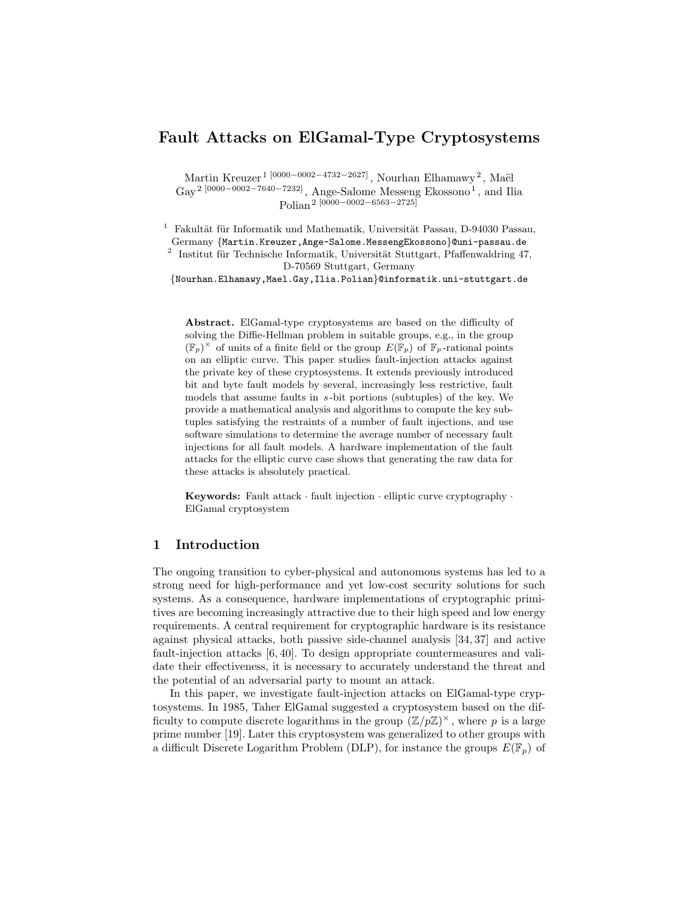# Fault Attacks on ElGamal-Type Cryptosystems

Martin Kreuzer[1] [0000−0002−4732−2627], Nourhan Elhamawy[2], Maël Gay[2] [0000−0002−7640−7232], Ange-Salome Messeng Ekossono[1], and Ilia Polian[2] [0000−0002−6563−2725]

[1] Fakultät für Informatik und Mathematik, Universität Passau, D-94030 Passau, Germany {Martin.Kreuzer,Ange-Salome.MessengEkossono}@uni-passau.de

[2] Institut für Technische Informatik, Universität Stuttgart, Pfaffenwaldring 47, D-70569 Stuttgart, Germany {Nourhan.Elhamawy,Mael.Gay,Ilia.Polian}@informatik.uni-stuttgart.de

**Abstract.** ElGamal-type cryptosystems are based on the difficulty of solving the Diffie-Hellman problem in suitable groups, e.g., in the group $(\mathbb{F}_p)^\times$ of units of a finite field or the group $E(\mathbb{F}_p)$ of $\mathbb{F}_p$-rational points on an elliptic curve. This paper studies fault-injection attacks against the private key of these cryptosystems. It extends previously introduced bit and byte fault models by several, increasingly less restrictive, fault models that assume faults in $s$-bit portions (subtuples) of the key. We provide a mathematical analysis and algorithms to compute the key subtuples satisfying the restraints of a number of fault injections, and use software simulations to determine the average number of necessary fault injections for all fault models. A hardware implementation of the fault attacks for the elliptic curve case shows that generating the raw data for these attacks is absolutely practical.

**Keywords:** Fault attack · fault injection · elliptic curve cryptography · ElGamal cryptosystem

## 1 Introduction

The ongoing transition to cyber-physical and autonomous systems has led to a strong need for high-performance and yet low-cost security solutions for such systems. As a consequence, hardware implementations of cryptographic primitives are becoming increasingly attractive due to their high speed and low energy requirements. A central requirement for cryptographic hardware is its resistance against physical attacks, both passive side-channel analysis [34, 37] and active fault-injection attacks [6, 40]. To design appropriate countermeasures and validate their effectiveness, it is necessary to accurately understand the threat and the potential of an adversarial party to mount an attack.

In this paper, we investigate fault-injection attacks on ElGamal-type cryptosystems. In 1985, Taher ElGamal suggested a cryptosystem based on the difficulty to compute discrete logarithms in the group $(\mathbb{Z}/p\mathbb{Z})^\times$, where $p$ is a large prime number [19]. Later this cryptosystem was generalized to other groups with a difficult Discrete Logarithm Problem (DLP), for instance the groups $E(\mathbb{F}_p)$ of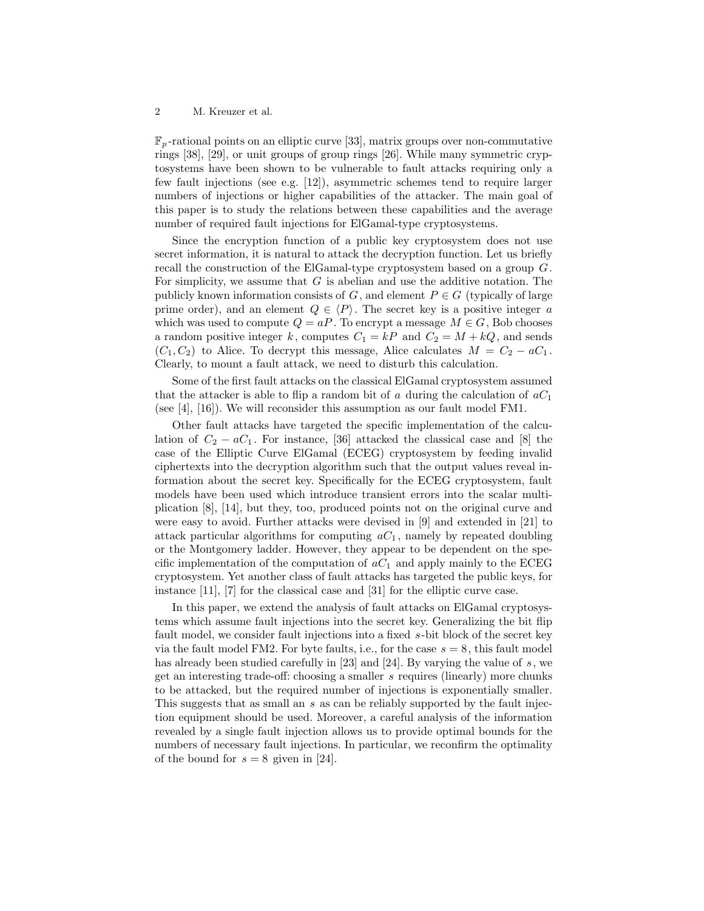$\mathbb{F}_p$-rational points on an elliptic curve [33], matrix groups over non-commutative rings [38], [29], or unit groups of group rings [26]. While many symmetric cryptosystems have been shown to be vulnerable to fault attacks requiring only a few fault injections (see e.g. [12]), asymmetric schemes tend to require larger numbers of injections or higher capabilities of the attacker. The main goal of this paper is to study the relations between these capabilities and the average number of required fault injections for ElGamal-type cryptosystems.

Since the encryption function of a public key cryptosystem does not use secret information, it is natural to attack the decryption function. Let us briefly recall the construction of the ElGamal-type cryptosystem based on a group $G$. For simplicity, we assume that $G$ is abelian and use the additive notation. The publicly known information consists of $G$, and element $P \in G$ (typically of large prime order), and an element $Q \in \langle P \rangle$. The secret key is a positive integer $a$ which was used to compute $Q = aP$. To encrypt a message $M \in G$, Bob chooses a random positive integer $k$, computes $C_1 = kP$ and $C_2 = M + kQ$, and sends $(C_1, C_2)$ to Alice. To decrypt this message, Alice calculates $M = C_2 - aC_1$. Clearly, to mount a fault attack, we need to disturb this calculation.

Some of the first fault attacks on the classical ElGamal cryptosystem assumed that the attacker is able to flip a random bit of $a$ during the calculation of $aC_1$ (see [4], [16]). We will reconsider this assumption as our fault model FM1.

Other fault attacks have targeted the specific implementation of the calculation of $C_2 - aC_1$. For instance, [36] attacked the classical case and [8] the case of the Elliptic Curve ElGamal (ECEG) cryptosystem by feeding invalid ciphertexts into the decryption algorithm such that the output values reveal information about the secret key. Specifically for the ECEG cryptosystem, fault models have been used which introduce transient errors into the scalar multiplication [8], [14], but they, too, produced points not on the original curve and were easy to avoid. Further attacks were devised in [9] and extended in [21] to attack particular algorithms for computing $aC_1$, namely by repeated doubling or the Montgomery ladder. However, they appear to be dependent on the specific implementation of the computation of $aC_1$ and apply mainly to the ECEG cryptosystem. Yet another class of fault attacks has targeted the public keys, for instance [11], [7] for the classical case and [31] for the elliptic curve case.

In this paper, we extend the analysis of fault attacks on ElGamal cryptosystems which assume fault injections into the secret key. Generalizing the bit flip fault model, we consider fault injections into a fixed $s$-bit block of the secret key via the fault model FM2. For byte faults, i.e., for the case $s = 8$, this fault model has already been studied carefully in [23] and [24]. By varying the value of $s$, we get an interesting trade-off: choosing a smaller $s$ requires (linearly) more chunks to be attacked, but the required number of injections is exponentially smaller. This suggests that as small an $s$ as can be reliably supported by the fault injection equipment should be used. Moreover, a careful analysis of the information revealed by a single fault injection allows us to provide optimal bounds for the numbers of necessary fault injections. In particular, we reconfirm the optimality of the bound for $s = 8$ given in [24].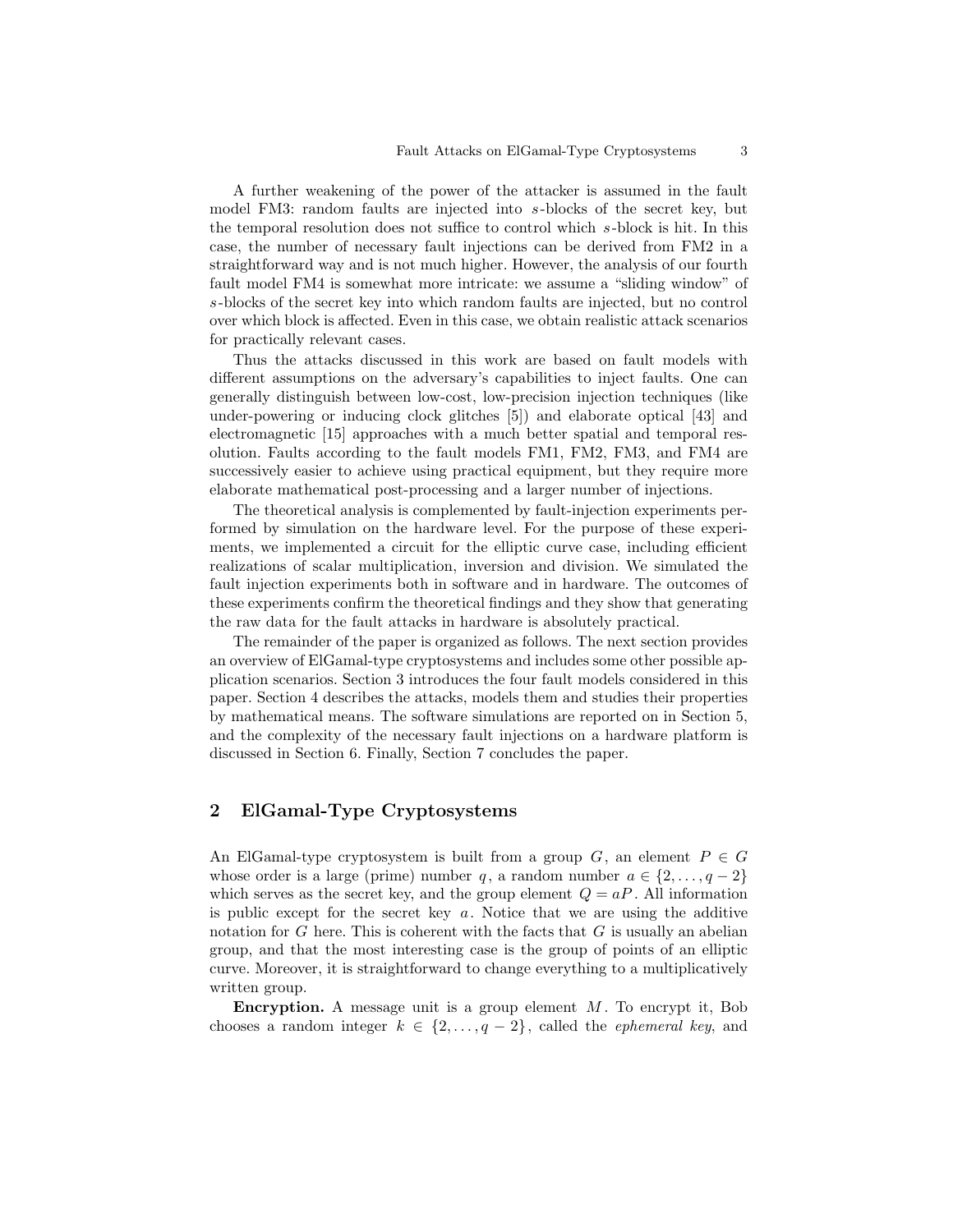A further weakening of the power of the attacker is assumed in the fault model FM3: random faults are injected into $s$-blocks of the secret key, but the temporal resolution does not suffice to control which $s$-block is hit. In this case, the number of necessary fault injections can be derived from FM2 in a straightforward way and is not much higher. However, the analysis of our fourth fault model FM4 is somewhat more intricate: we assume a "sliding window" of $s$-blocks of the secret key into which random faults are injected, but no control over which block is affected. Even in this case, we obtain realistic attack scenarios for practically relevant cases.

Thus the attacks discussed in this work are based on fault models with different assumptions on the adversary's capabilities to inject faults. One can generally distinguish between low-cost, low-precision injection techniques (like under-powering or inducing clock glitches [5]) and elaborate optical [43] and electromagnetic [15] approaches with a much better spatial and temporal resolution. Faults according to the fault models FM1, FM2, FM3, and FM4 are successively easier to achieve using practical equipment, but they require more elaborate mathematical post-processing and a larger number of injections.

The theoretical analysis is complemented by fault-injection experiments performed by simulation on the hardware level. For the purpose of these experiments, we implemented a circuit for the elliptic curve case, including efficient realizations of scalar multiplication, inversion and division. We simulated the fault injection experiments both in software and in hardware. The outcomes of these experiments confirm the theoretical findings and they show that generating the raw data for the fault attacks in hardware is absolutely practical.

The remainder of the paper is organized as follows. The next section provides an overview of ElGamal-type cryptosystems and includes some other possible application scenarios. Section 3 introduces the four fault models considered in this paper. Section 4 describes the attacks, models them and studies their properties by mathematical means. The software simulations are reported on in Section 5, and the complexity of the necessary fault injections on a hardware platform is discussed in Section 6. Finally, Section 7 concludes the paper.

## 2 ElGamal-Type Cryptosystems

An ElGamal-type cryptosystem is built from a group $G$, an element $P \in G$ whose order is a large (prime) number $q$, a random number $a \in \{2, \ldots, q-2\}$ which serves as the secret key, and the group element $Q = aP$. All information is public except for the secret key $a$. Notice that we are using the additive notation for $G$ here. This is coherent with the facts that $G$ is usually an abelian group, and that the most interesting case is the group of points of an elliptic curve. Moreover, it is straightforward to change everything to a multiplicatively written group.

**Encryption.** A message unit is a group element $M$. To encrypt it, Bob chooses a random integer $k \in \{2, \ldots, q-2\}$, called the *ephemeral key*, and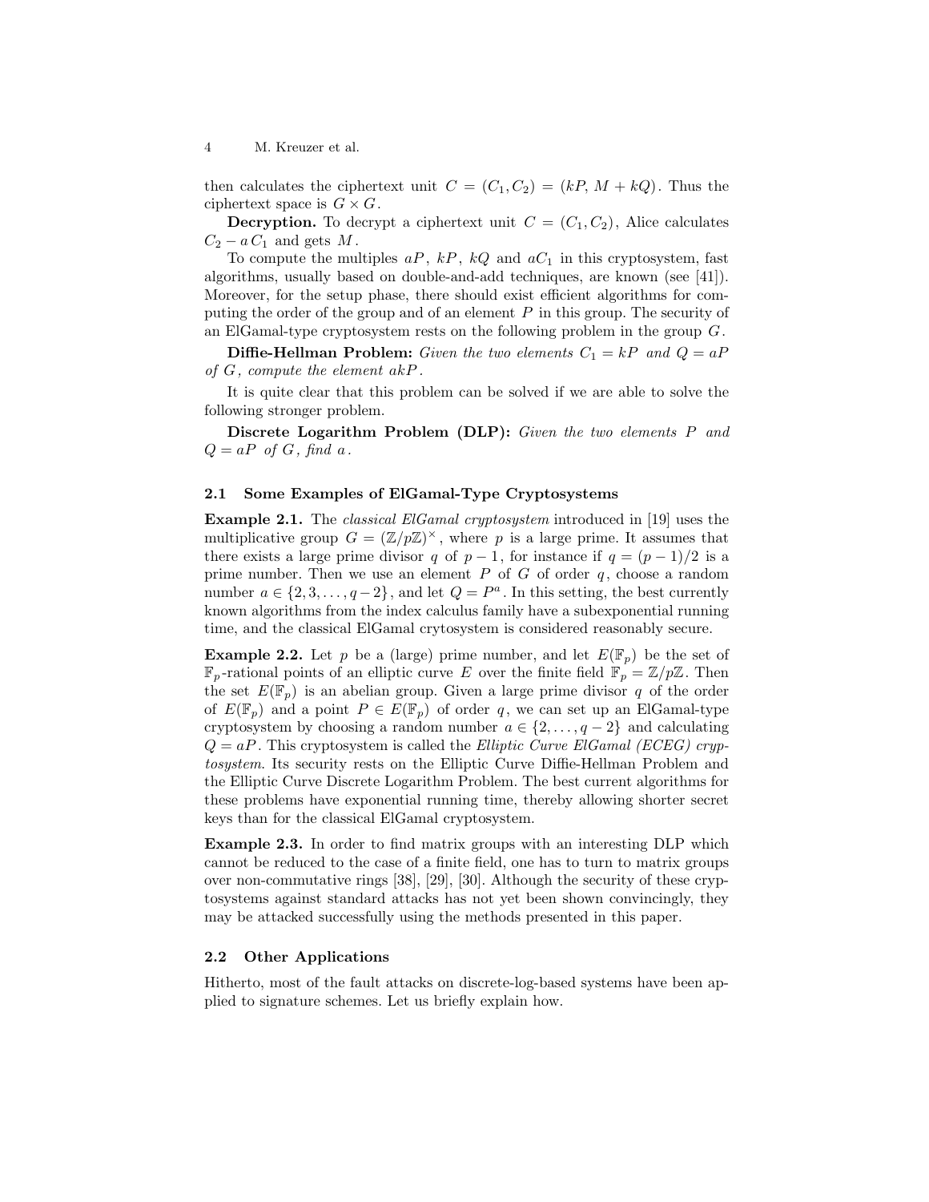then calculates the ciphertext unit $C = (C_1, C_2) = (kP,\, M + kQ)$. Thus the ciphertext space is $G \times G$.

**Decryption.** To decrypt a ciphertext unit $C = (C_1, C_2)$, Alice calculates $C_2 - a\,C_1$ and gets $M$.

To compute the multiples $aP$, $kP$, $kQ$ and $aC_1$ in this cryptosystem, fast algorithms, usually based on double-and-add techniques, are known (see [41]). Moreover, for the setup phase, there should exist efficient algorithms for computing the order of the group and of an element $P$ in this group. The security of an ElGamal-type cryptosystem rests on the following problem in the group $G$.

**Diffie-Hellman Problem:** *Given the two elements $C_1 = kP$ and $Q = aP$ of $G$, compute the element $akP$.*

It is quite clear that this problem can be solved if we are able to solve the following stronger problem.

**Discrete Logarithm Problem (DLP):** *Given the two elements $P$ and $Q = aP$ of $G$, find $a$.*

### 2.1 Some Examples of ElGamal-Type Cryptosystems

**Example 2.1.** The *classical ElGamal cryptosystem* introduced in [19] uses the multiplicative group $G = (\mathbb{Z}/p\mathbb{Z})^\times$, where $p$ is a large prime. It assumes that there exists a large prime divisor $q$ of $p-1$, for instance if $q = (p-1)/2$ is a prime number. Then we use an element $P$ of $G$ of order $q$, choose a random number $a \in \{2, 3, \dots, q-2\}$, and let $Q = P^a$. In this setting, the best currently known algorithms from the index calculus family have a subexponential running time, and the classical ElGamal crytosystem is considered reasonably secure.

**Example 2.2.** Let $p$ be a (large) prime number, and let $E(\mathbb{F}_p)$ be the set of $\mathbb{F}_p$-rational points of an elliptic curve $E$ over the finite field $\mathbb{F}_p = \mathbb{Z}/p\mathbb{Z}$. Then the set $E(\mathbb{F}_p)$ is an abelian group. Given a large prime divisor $q$ of the order of $E(\mathbb{F}_p)$ and a point $P \in E(\mathbb{F}_p)$ of order $q$, we can set up an ElGamal-type cryptosystem by choosing a random number $a \in \{2, \dots, q-2\}$ and calculating $Q = aP$. This cryptosystem is called the *Elliptic Curve ElGamal (ECEG) cryptosystem*. Its security rests on the Elliptic Curve Diffie-Hellman Problem and the Elliptic Curve Discrete Logarithm Problem. The best current algorithms for these problems have exponential running time, thereby allowing shorter secret keys than for the classical ElGamal cryptosystem.

**Example 2.3.** In order to find matrix groups with an interesting DLP which cannot be reduced to the case of a finite field, one has to turn to matrix groups over non-commutative rings [38], [29], [30]. Although the security of these cryptosystems against standard attacks has not yet been shown convincingly, they may be attacked successfully using the methods presented in this paper.

### 2.2 Other Applications

Hitherto, most of the fault attacks on discrete-log-based systems have been applied to signature schemes. Let us briefly explain how.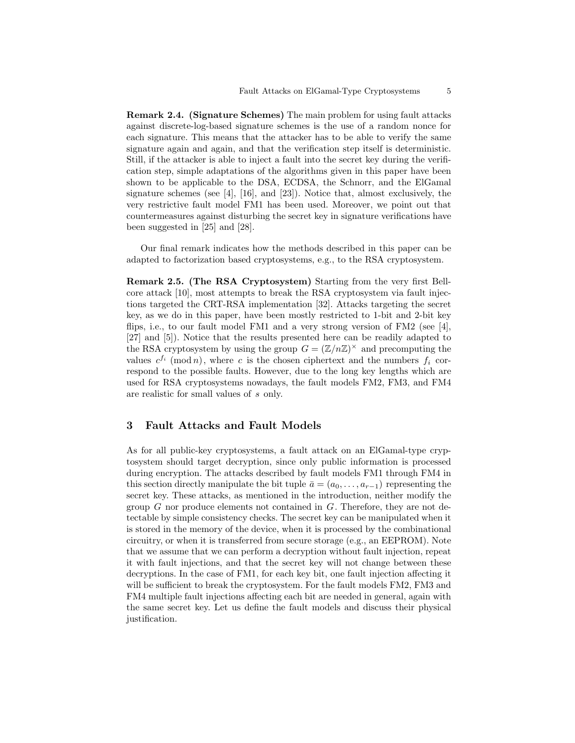**Remark 2.4. (Signature Schemes)** The main problem for using fault attacks against discrete-log-based signature schemes is the use of a random nonce for each signature. This means that the attacker has to be able to verify the same signature again and again, and that the verification step itself is deterministic. Still, if the attacker is able to inject a fault into the secret key during the verification step, simple adaptations of the algorithms given in this paper have been shown to be applicable to the DSA, ECDSA, the Schnorr, and the ElGamal signature schemes (see [4], [16], and [23]). Notice that, almost exclusively, the very restrictive fault model FM1 has been used. Moreover, we point out that countermeasures against disturbing the secret key in signature verifications have been suggested in [25] and [28].

Our final remark indicates how the methods described in this paper can be adapted to factorization based cryptosystems, e.g., to the RSA cryptosystem.

**Remark 2.5. (The RSA Cryptosystem)** Starting from the very first Bellcore attack [10], most attempts to break the RSA cryptosystem via fault injections targeted the CRT-RSA implementation [32]. Attacks targeting the secret key, as we do in this paper, have been mostly restricted to 1-bit and 2-bit key flips, i.e., to our fault model FM1 and a very strong version of FM2 (see [4], [27] and [5]). Notice that the results presented here can be readily adapted to the RSA cryptosystem by using the group $G = (\mathbb{Z}/n\mathbb{Z})^\times$ and precomputing the values $c^{f_i} \pmod{n}$, where $c$ is the chosen ciphertext and the numbers $f_i$ correspond to the possible faults. However, due to the long key lengths which are used for RSA cryptosystems nowadays, the fault models FM2, FM3, and FM4 are realistic for small values of $s$ only.

## 3 Fault Attacks and Fault Models

As for all public-key cryptosystems, a fault attack on an ElGamal-type cryptosystem should target decryption, since only public information is processed during encryption. The attacks described by fault models FM1 through FM4 in this section directly manipulate the bit tuple $\bar{a} = (a_0, \ldots, a_{r-1})$ representing the secret key. These attacks, as mentioned in the introduction, neither modify the group $G$ nor produce elements not contained in $G$. Therefore, they are not detectable by simple consistency checks. The secret key can be manipulated when it is stored in the memory of the device, when it is processed by the combinational circuitry, or when it is transferred from secure storage (e.g., an EEPROM). Note that we assume that we can perform a decryption without fault injection, repeat it with fault injections, and that the secret key will not change between these decryptions. In the case of FM1, for each key bit, one fault injection affecting it will be sufficient to break the cryptosystem. For the fault models FM2, FM3 and FM4 multiple fault injections affecting each bit are needed in general, again with the same secret key. Let us define the fault models and discuss their physical justification.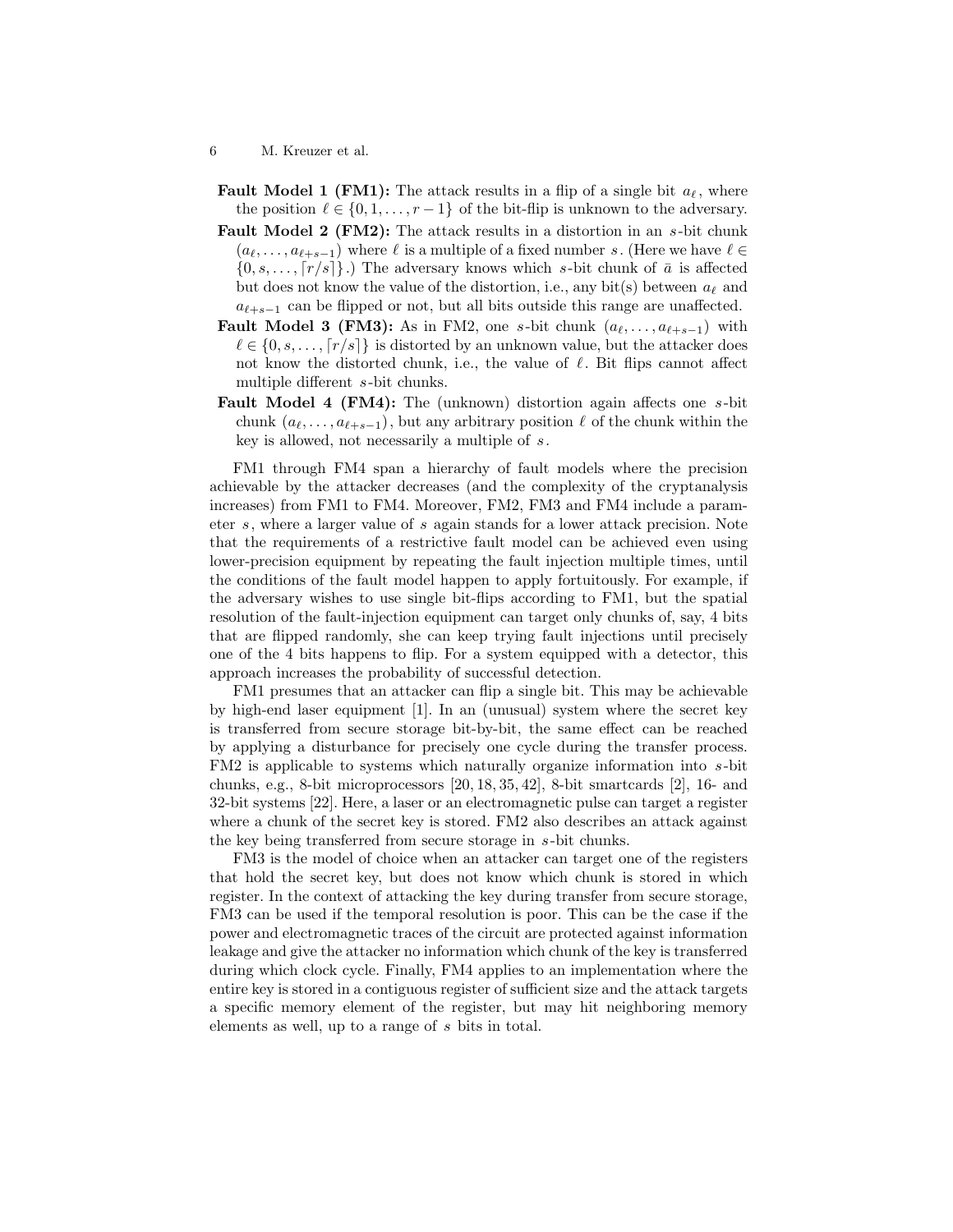**Fault Model 1 (FM1):** The attack results in a flip of a single bit $a_\ell$, where the position $\ell \in \{0, 1, \ldots, r-1\}$ of the bit-flip is unknown to the adversary.

**Fault Model 2 (FM2):** The attack results in a distortion in an $s$-bit chunk $(a_\ell, \ldots, a_{\ell+s-1})$ where $\ell$ is a multiple of a fixed number $s$. (Here we have $\ell \in \{0, s, \ldots, \lceil r/s \rceil\}$.) The adversary knows which $s$-bit chunk of $\bar{a}$ is affected but does not know the value of the distortion, i.e., any bit(s) between $a_\ell$ and $a_{\ell+s-1}$ can be flipped or not, but all bits outside this range are unaffected.

**Fault Model 3 (FM3):** As in FM2, one $s$-bit chunk $(a_\ell, \ldots, a_{\ell+s-1})$ with $\ell \in \{0, s, \ldots, \lceil r/s \rceil\}$ is distorted by an unknown value, but the attacker does not know the distorted chunk, i.e., the value of $\ell$. Bit flips cannot affect multiple different $s$-bit chunks.

**Fault Model 4 (FM4):** The (unknown) distortion again affects one $s$-bit chunk $(a_\ell, \ldots, a_{\ell+s-1})$, but any arbitrary position $\ell$ of the chunk within the key is allowed, not necessarily a multiple of $s$.

FM1 through FM4 span a hierarchy of fault models where the precision achievable by the attacker decreases (and the complexity of the cryptanalysis increases) from FM1 to FM4. Moreover, FM2, FM3 and FM4 include a parameter $s$, where a larger value of $s$ again stands for a lower attack precision. Note that the requirements of a restrictive fault model can be achieved even using lower-precision equipment by repeating the fault injection multiple times, until the conditions of the fault model happen to apply fortuitously. For example, if the adversary wishes to use single bit-flips according to FM1, but the spatial resolution of the fault-injection equipment can target only chunks of, say, 4 bits that are flipped randomly, she can keep trying fault injections until precisely one of the 4 bits happens to flip. For a system equipped with a detector, this approach increases the probability of successful detection.

FM1 presumes that an attacker can flip a single bit. This may be achievable by high-end laser equipment [1]. In an (unusual) system where the secret key is transferred from secure storage bit-by-bit, the same effect can be reached by applying a disturbance for precisely one cycle during the transfer process. FM2 is applicable to systems which naturally organize information into $s$-bit chunks, e.g., 8-bit microprocessors [20, 18, 35, 42], 8-bit smartcards [2], 16- and 32-bit systems [22]. Here, a laser or an electromagnetic pulse can target a register where a chunk of the secret key is stored. FM2 also describes an attack against the key being transferred from secure storage in $s$-bit chunks.

FM3 is the model of choice when an attacker can target one of the registers that hold the secret key, but does not know which chunk is stored in which register. In the context of attacking the key during transfer from secure storage, FM3 can be used if the temporal resolution is poor. This can be the case if the power and electromagnetic traces of the circuit are protected against information leakage and give the attacker no information which chunk of the key is transferred during which clock cycle. Finally, FM4 applies to an implementation where the entire key is stored in a contiguous register of sufficient size and the attack targets a specific memory element of the register, but may hit neighboring memory elements as well, up to a range of $s$ bits in total.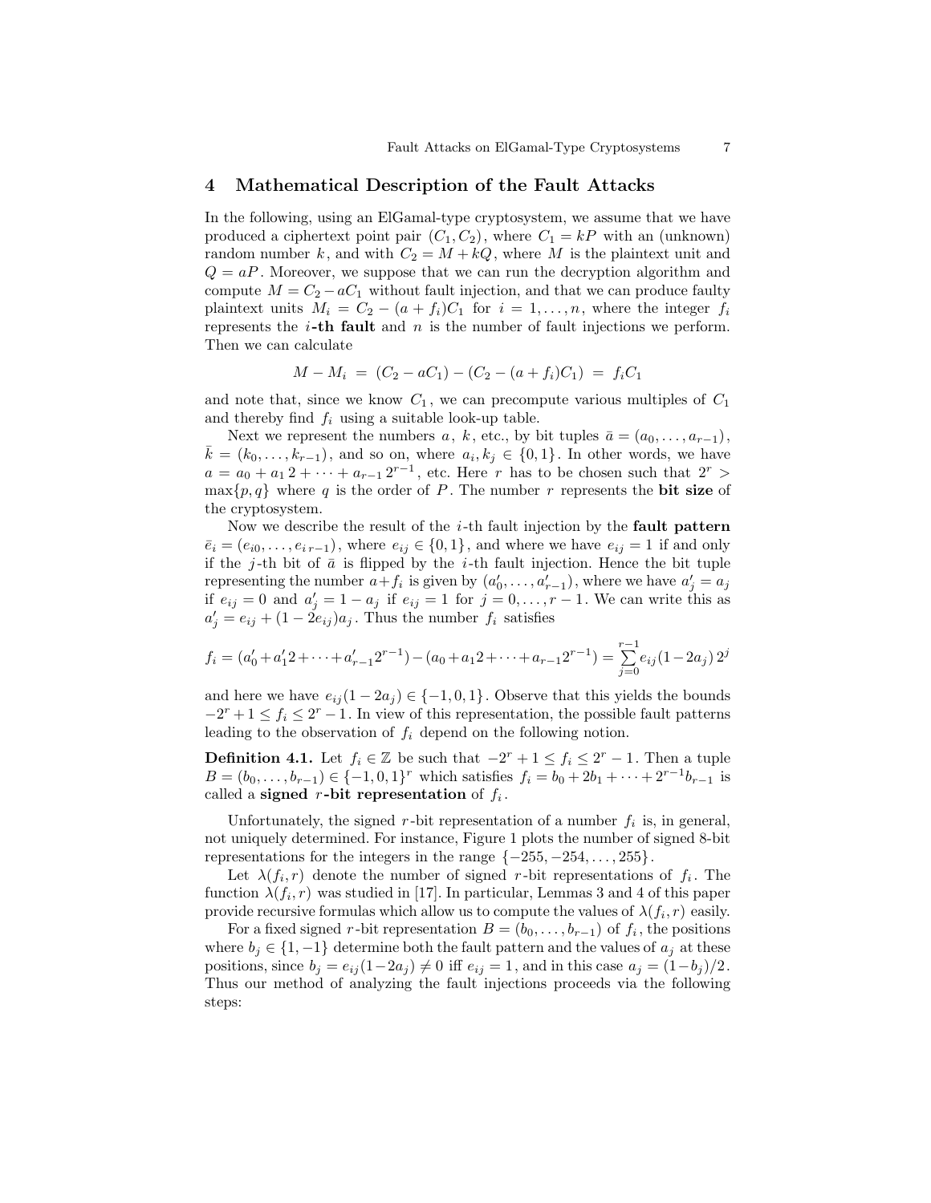## 4 Mathematical Description of the Fault Attacks

In the following, using an ElGamal-type cryptosystem, we assume that we have produced a ciphertext point pair $(C_1, C_2)$, where $C_1 = kP$ with an (unknown) random number $k$, and with $C_2 = M + kQ$, where $M$ is the plaintext unit and $Q = aP$. Moreover, we suppose that we can run the decryption algorithm and compute $M = C_2 - aC_1$ without fault injection, and that we can produce faulty plaintext units $M_i = C_2 - (a + f_i)C_1$ for $i = 1, \ldots, n$, where the integer $f_i$ represents the $i$**-th fault** and $n$ is the number of fault injections we perform. Then we can calculate

$$M - M_i \;=\; (C_2 - aC_1) - (C_2 - (a + f_i)C_1) \;=\; f_i C_1$$

and note that, since we know $C_1$, we can precompute various multiples of $C_1$ and thereby find $f_i$ using a suitable look-up table.

Next we represent the numbers $a$, $k$, etc., by bit tuples $\bar{a} = (a_0, \ldots, a_{r-1})$, $\bar{k} = (k_0, \ldots, k_{r-1})$, and so on, where $a_i, k_j \in \{0, 1\}$. In other words, we have $a = a_0 + a_1\, 2 + \cdots + a_{r-1}\, 2^{r-1}$, etc. Here $r$ has to be chosen such that $2^r > \max\{p, q\}$ where $q$ is the order of $P$. The number $r$ represents the **bit size** of the cryptosystem.

Now we describe the result of the $i$-th fault injection by the **fault pattern** $\bar{e}_i = (e_{i0}, \ldots, e_{i\,r-1})$, where $e_{ij} \in \{0, 1\}$, and where we have $e_{ij} = 1$ if and only if the $j$-th bit of $\bar{a}$ is flipped by the $i$-th fault injection. Hence the bit tuple representing the number $a + f_i$ is given by $(a'_0, \ldots, a'_{r-1})$, where we have $a'_j = a_j$ if $e_{ij} = 0$ and $a'_j = 1 - a_j$ if $e_{ij} = 1$ for $j = 0, \ldots, r-1$. We can write this as $a'_j = e_{ij} + (1 - 2e_{ij})a_j$. Thus the number $f_i$ satisfies

$$f_i = (a'_0 + a'_1 2 + \cdots + a'_{r-1} 2^{r-1}) - (a_0 + a_1 2 + \cdots + a_{r-1} 2^{r-1}) = \sum_{j=0}^{r-1} e_{ij}(1 - 2a_j)\, 2^j$$

and here we have $e_{ij}(1 - 2a_j) \in \{-1, 0, 1\}$. Observe that this yields the bounds $-2^r + 1 \le f_i \le 2^r - 1$. In view of this representation, the possible fault patterns leading to the observation of $f_i$ depend on the following notion.

**Definition 4.1.** Let $f_i \in \mathbb{Z}$ be such that $-2^r + 1 \le f_i \le 2^r - 1$. Then a tuple $B = (b_0, \ldots, b_{r-1}) \in \{-1, 0, 1\}^r$ which satisfies $f_i = b_0 + 2b_1 + \cdots + 2^{r-1} b_{r-1}$ is called a **signed** $r$**-bit representation** of $f_i$.

Unfortunately, the signed $r$-bit representation of a number $f_i$ is, in general, not uniquely determined. For instance, Figure 1 plots the number of signed 8-bit representations for the integers in the range $\{-255, -254, \ldots, 255\}$.

Let $\lambda(f_i, r)$ denote the number of signed $r$-bit representations of $f_i$. The function $\lambda(f_i, r)$ was studied in [17]. In particular, Lemmas 3 and 4 of this paper provide recursive formulas which allow us to compute the values of $\lambda(f_i, r)$ easily.

For a fixed signed $r$-bit representation $B = (b_0, \ldots, b_{r-1})$ of $f_i$, the positions where $b_j \in \{1, -1\}$ determine both the fault pattern and the values of $a_j$ at these positions, since $b_j = e_{ij}(1 - 2a_j) \neq 0$ iff $e_{ij} = 1$, and in this case $a_j = (1 - b_j)/2$. Thus our method of analyzing the fault injections proceeds via the following steps: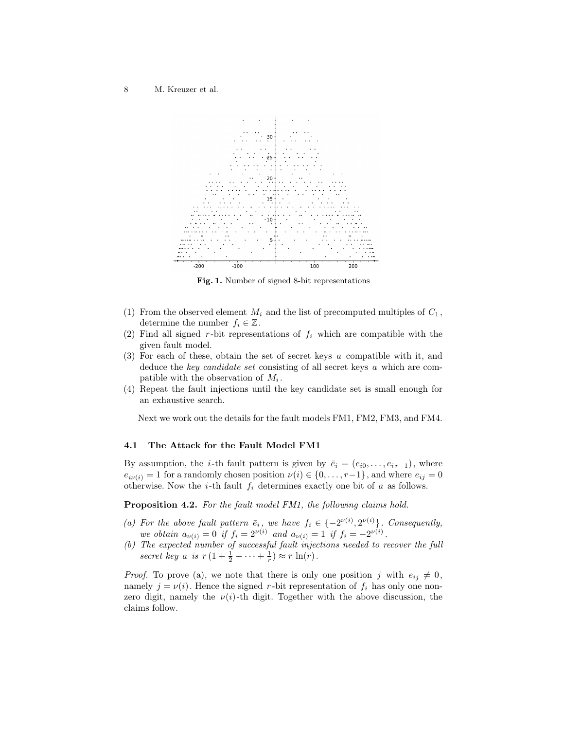**Fig. 1.** Number of signed 8-bit representations

(1) From the observed element $M_i$ and the list of precomputed multiples of $C_1$, determine the number $f_i \in \mathbb{Z}$.
(2) Find all signed $r$-bit representations of $f_i$ which are compatible with the given fault model.
(3) For each of these, obtain the set of secret keys $a$ compatible with it, and deduce the *key candidate set* consisting of all secret keys $a$ which are compatible with the observation of $M_i$.
(4) Repeat the fault injections until the key candidate set is small enough for an exhaustive search.

Next we work out the details for the fault models FM1, FM2, FM3, and FM4.

### 4.1 The Attack for the Fault Model FM1

By assumption, the $i$-th fault pattern is given by $\bar{e}_i = (e_{i0}, \ldots, e_{i\,r-1})$, where $e_{i\nu(i)} = 1$ for a randomly chosen position $\nu(i) \in \{0, \ldots, r-1\}$, and where $e_{ij} = 0$ otherwise. Now the $i$-th fault $f_i$ determines exactly one bit of $a$ as follows.

**Proposition 4.2.** *For the fault model FM1, the following claims hold.*

*(a) For the above fault pattern $\bar{e}_i$, we have $f_i \in \{-2^{\nu(i)}, 2^{\nu(i)}\}$. Consequently, we obtain $a_{\nu(i)} = 0$ if $f_i = 2^{\nu(i)}$ and $a_{\nu(i)} = 1$ if $f_i = -2^{\nu(i)}$.*

*(b) The expected number of successful fault injections needed to recover the full secret key $a$ is $r\,(1 + \frac{1}{2} + \cdots + \frac{1}{r}) \approx r\,\ln(r)$.*

*Proof.* To prove (a), we note that there is only one position $j$ with $e_{ij} \neq 0$, namely $j = \nu(i)$. Hence the signed $r$-bit representation of $f_i$ has only one non-zero digit, namely the $\nu(i)$-th digit. Together with the above discussion, the claims follow.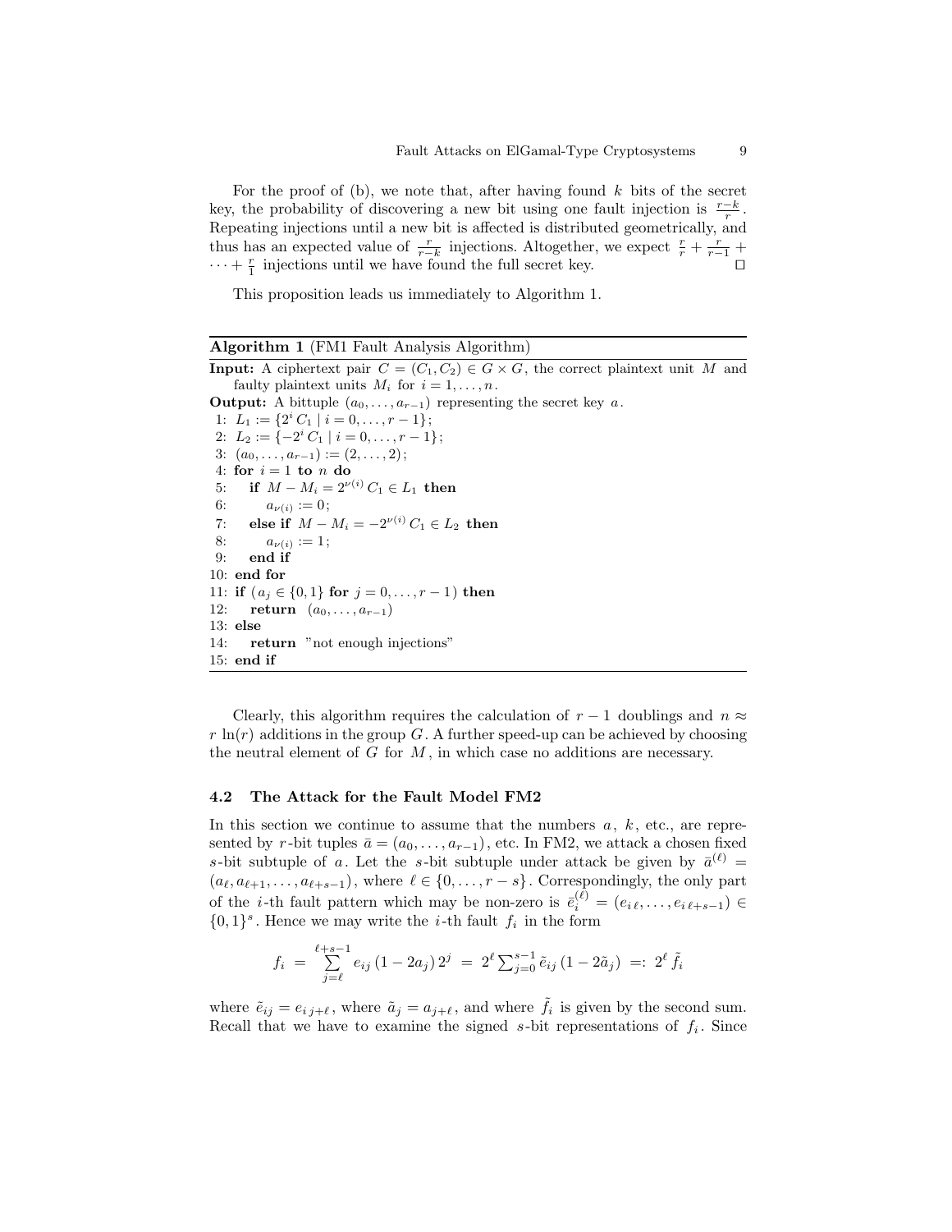For the proof of (b), we note that, after having found $k$ bits of the secret key, the probability of discovering a new bit using one fault injection is $\frac{r-k}{r}$. Repeating injections until a new bit is affected is distributed geometrically, and thus has an expected value of $\frac{r}{r-k}$ injections. Altogether, we expect $\frac{r}{r} + \frac{r}{r-1} + \cdots + \frac{r}{1}$ injections until we have found the full secret key. $\square$

This proposition leads us immediately to Algorithm 1.

---

**Algorithm 1** (FM1 Fault Analysis Algorithm)

---

**Input:** A ciphertext pair $C = (C_1, C_2) \in G \times G$, the correct plaintext unit $M$ and faulty plaintext units $M_i$ for $i = 1, \ldots, n$.
**Output:** A bittuple $(a_0, \ldots, a_{r-1})$ representing the secret key $a$.

```
 1: L_1 := {2^i C_1 | i = 0,...,r-1};
 2: L_2 := {-2^i C_1 | i = 0,...,r-1};
 3: (a_0,...,a_{r-1}) := (2,...,2);
 4: for i = 1 to n do
 5:    if M - M_i = 2^{ν(i)} C_1 ∈ L_1 then
 6:       a_{ν(i)} := 0;
 7:    else if M - M_i = -2^{ν(i)} C_1 ∈ L_2 then
 8:       a_{ν(i)} := 1;
 9:    end if
10: end for
11: if (a_j ∈ {0,1} for j = 0,...,r-1) then
12:    return (a_0,...,a_{r-1})
13: else
14:    return "not enough injections"
15: end if
```

---

Clearly, this algorithm requires the calculation of $r - 1$ doublings and $n \approx r \ln(r)$ additions in the group $G$. A further speed-up can be achieved by choosing the neutral element of $G$ for $M$, in which case no additions are necessary.

### 4.2 The Attack for the Fault Model FM2

In this section we continue to assume that the numbers $a$, $k$, etc., are represented by $r$-bit tuples $\bar{a} = (a_0, \ldots, a_{r-1})$, etc. In FM2, we attack a chosen fixed $s$-bit subtuple of $a$. Let the $s$-bit subtuple under attack be given by $\bar{a}^{(\ell)} = (a_\ell, a_{\ell+1}, \ldots, a_{\ell+s-1})$, where $\ell \in \{0, \ldots, r-s\}$. Correspondingly, the only part of the $i$-th fault pattern which may be non-zero is $\bar{e}_i^{(\ell)} = (e_{i\,\ell}, \ldots, e_{i\,\ell+s-1}) \in \{0,1\}^s$. Hence we may write the $i$-th fault $f_i$ in the form

$$f_i \;=\; \sum_{j=\ell}^{\ell+s-1} e_{ij}\,(1-2a_j)\,2^j \;=\; 2^\ell \textstyle\sum_{j=0}^{s-1} \tilde{e}_{ij}\,(1-2\tilde{a}_j) \;=:\; 2^\ell\,\tilde{f}_i$$

where $\tilde{e}_{ij} = e_{i\,j+\ell}$, where $\tilde{a}_j = a_{j+\ell}$, and where $\tilde{f}_i$ is given by the second sum. Recall that we have to examine the signed $s$-bit representations of $f_i$. Since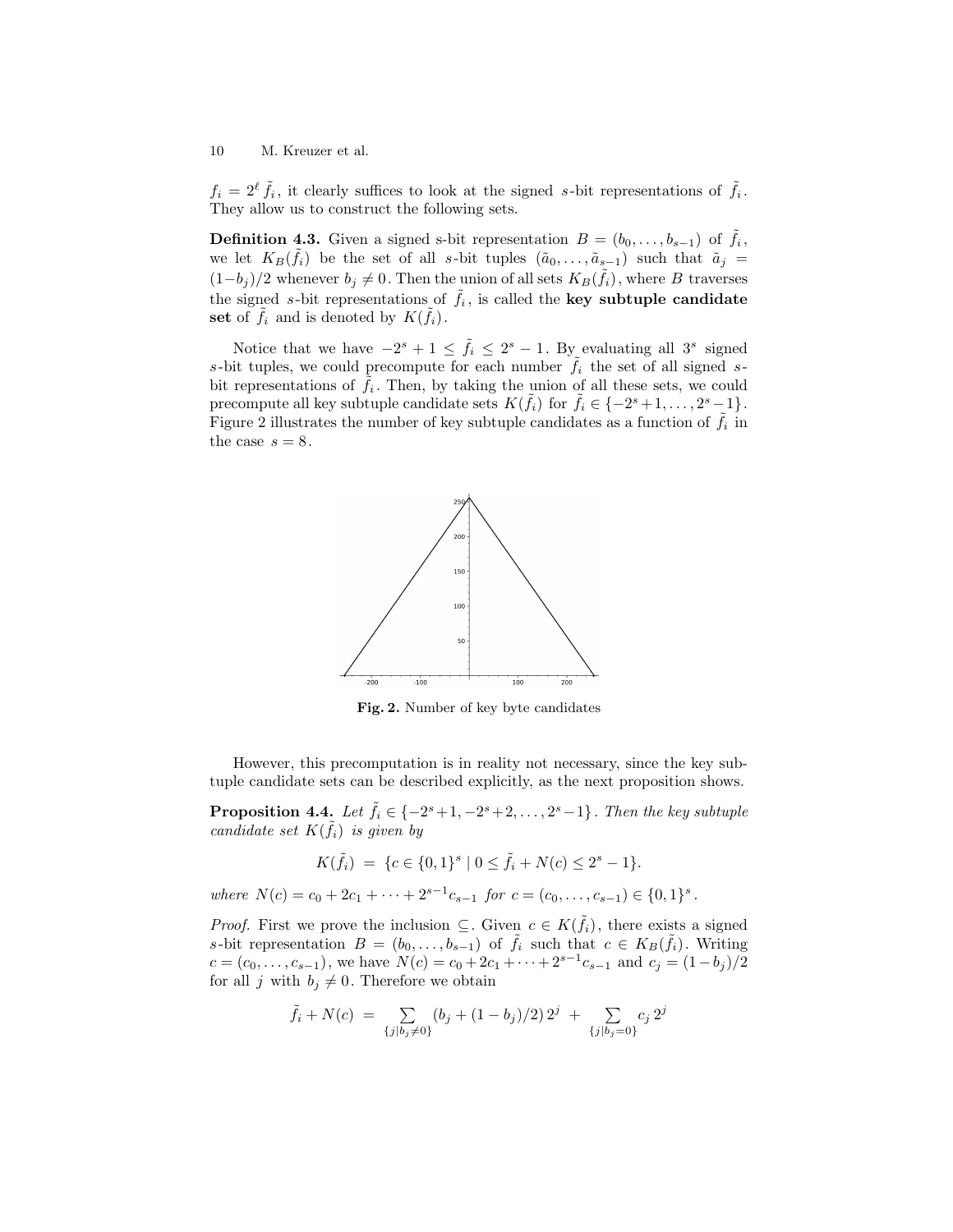$f_i = 2^\ell \tilde{f}_i$, it clearly suffices to look at the signed $s$-bit representations of $\tilde{f}_i$. They allow us to construct the following sets.

**Definition 4.3.** Given a signed s-bit representation $B = (b_0, \ldots, b_{s-1})$ of $\tilde{f}_i$, we let $K_B(\tilde{f}_i)$ be the set of all $s$-bit tuples $(\tilde{a}_0, \ldots, \tilde{a}_{s-1})$ such that $\tilde{a}_j = (1-b_j)/2$ whenever $b_j \neq 0$. Then the union of all sets $K_B(\tilde{f}_i)$, where $B$ traverses the signed $s$-bit representations of $\tilde{f}_i$, is called the **key subtuple candidate set** of $\tilde{f}_i$ and is denoted by $K(\tilde{f}_i)$.

Notice that we have $-2^s + 1 \leq \tilde{f}_i \leq 2^s - 1$. By evaluating all $3^s$ signed $s$-bit tuples, we could precompute for each number $\tilde{f}_i$ the set of all signed $s$-bit representations of $\tilde{f}_i$. Then, by taking the union of all these sets, we could precompute all key subtuple candidate sets $K(\tilde{f}_i)$ for $\tilde{f}_i \in \{-2^s+1, \ldots, 2^s-1\}$. Figure 2 illustrates the number of key subtuple candidates as a function of $\tilde{f}_i$ in the case $s = 8$.

**Fig. 2.** Number of key byte candidates

However, this precomputation is in reality not necessary, since the key subtuple candidate sets can be described explicitly, as the next proposition shows.

**Proposition 4.4.** *Let $\tilde{f}_i \in \{-2^s+1, -2^s+2, \ldots, 2^s-1\}$. Then the key subtuple candidate set $K(\tilde{f}_i)$ is given by*

$$K(\tilde{f}_i) \;=\; \{c \in \{0,1\}^s \mid 0 \leq \tilde{f}_i + N(c) \leq 2^s - 1\}.$$

*where $N(c) = c_0 + 2c_1 + \cdots + 2^{s-1}c_{s-1}$ for $c = (c_0, \ldots, c_{s-1}) \in \{0,1\}^s$.*

*Proof.* First we prove the inclusion $\subseteq$. Given $c \in K(\tilde{f}_i)$, there exists a signed $s$-bit representation $B = (b_0, \ldots, b_{s-1})$ of $\tilde{f}_i$ such that $c \in K_B(\tilde{f}_i)$. Writing $c = (c_0, \ldots, c_{s-1})$, we have $N(c) = c_0 + 2c_1 + \cdots + 2^{s-1}c_{s-1}$ and $c_j = (1-b_j)/2$ for all $j$ with $b_j \neq 0$. Therefore we obtain

$$\tilde{f}_i + N(c) \;=\; \sum_{\{j \mid b_j \neq 0\}} (b_j + (1-b_j)/2)\, 2^j \;+\; \sum_{\{j \mid b_j = 0\}} c_j\, 2^j$$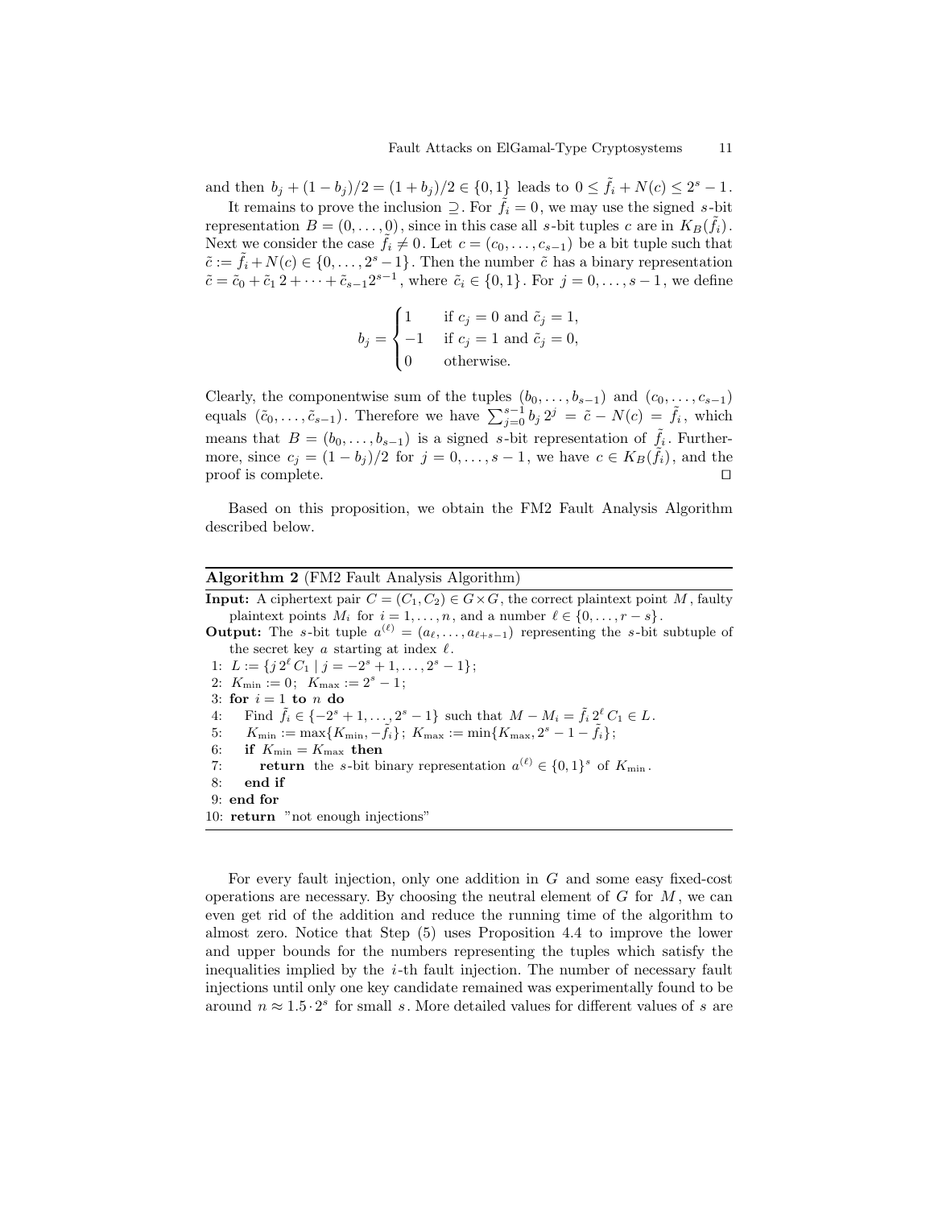and then $b_j + (1-b_j)/2 = (1+b_j)/2 \in \{0,1\}$ leads to $0 \le \tilde{f}_i + N(c) \le 2^s - 1$.

It remains to prove the inclusion $\supseteq$. For $\tilde{f}_i = 0$, we may use the signed $s$-bit representation $B = (0, \ldots, 0)$, since in this case all $s$-bit tuples $c$ are in $K_B(\tilde{f}_i)$. Next we consider the case $\tilde{f}_i \neq 0$. Let $c = (c_0, \ldots, c_{s-1})$ be a bit tuple such that $\tilde{c} := \tilde{f}_i + N(c) \in \{0, \ldots, 2^s - 1\}$. Then the number $\tilde{c}$ has a binary representation $\tilde{c} = \tilde{c}_0 + \tilde{c}_1 2 + \cdots + \tilde{c}_{s-1} 2^{s-1}$, where $\tilde{c}_i \in \{0,1\}$. For $j = 0, \ldots, s-1$, we define

$$b_j = \begin{cases} 1 & \text{if } c_j = 0 \text{ and } \tilde{c}_j = 1, \\ -1 & \text{if } c_j = 1 \text{ and } \tilde{c}_j = 0, \\ 0 & \text{otherwise.} \end{cases}$$

Clearly, the componentwise sum of the tuples $(b_0, \ldots, b_{s-1})$ and $(c_0, \ldots, c_{s-1})$ equals $(\tilde{c}_0, \ldots, \tilde{c}_{s-1})$. Therefore we have $\sum_{j=0}^{s-1} b_j 2^j = \tilde{c} - N(c) = \tilde{f}_i$, which means that $B = (b_0, \ldots, b_{s-1})$ is a signed $s$-bit representation of $\tilde{f}_i$. Furthermore, since $c_j = (1-b_j)/2$ for $j = 0, \ldots, s-1$, we have $c \in K_B(\tilde{f}_i)$, and the proof is complete. □

Based on this proposition, we obtain the FM2 Fault Analysis Algorithm described below.

---

**Algorithm 2** (FM2 Fault Analysis Algorithm)

**Input:** A ciphertext pair $C = (C_1, C_2) \in G \times G$, the correct plaintext point $M$, faulty plaintext points $M_i$ for $i = 1, \ldots, n$, and a number $\ell \in \{0, \ldots, r-s\}$.

**Output:** The $s$-bit tuple $a^{(\ell)} = (a_\ell, \ldots, a_{\ell+s-1})$ representing the $s$-bit subtuple of the secret key $a$ starting at index $\ell$.

1: $L := \{j\, 2^\ell\, C_1 \mid j = -2^s + 1, \ldots, 2^s - 1\}$;
2: $K_{\min} := 0$; $K_{\max} := 2^s - 1$;
3: **for** $i = 1$ **to** $n$ **do**
4: Find $\tilde{f}_i \in \{-2^s + 1, \ldots, 2^s - 1\}$ such that $M - M_i = \tilde{f}_i\, 2^\ell\, C_1 \in L$.
5: $K_{\min} := \max\{K_{\min}, -\tilde{f}_i\}$; $K_{\max} := \min\{K_{\max}, 2^s - 1 - \tilde{f}_i\}$;
6: **if** $K_{\min} = K_{\max}$ **then**
7: **return** the $s$-bit binary representation $a^{(\ell)} \in \{0,1\}^s$ of $K_{\min}$.
8: **end if**
9: **end for**
10: **return** "not enough injections"

---

For every fault injection, only one addition in $G$ and some easy fixed-cost operations are necessary. By choosing the neutral element of $G$ for $M$, we can even get rid of the addition and reduce the running time of the algorithm to almost zero. Notice that Step (5) uses Proposition 4.4 to improve the lower and upper bounds for the numbers representing the tuples which satisfy the inequalities implied by the $i$-th fault injection. The number of necessary fault injections until only one key candidate remained was experimentally found to be around $n \approx 1.5 \cdot 2^s$ for small $s$. More detailed values for different values of $s$ are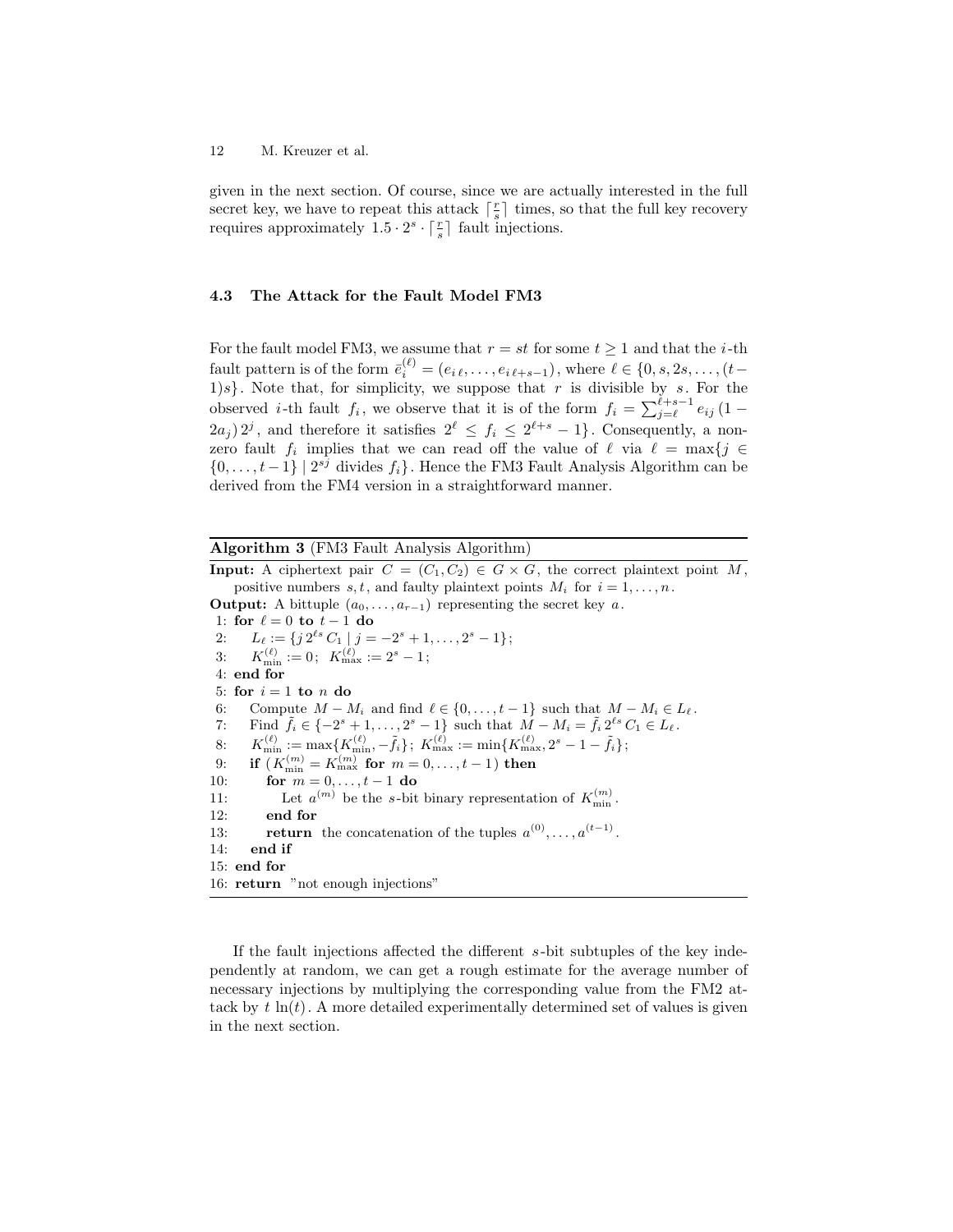given in the next section. Of course, since we are actually interested in the full secret key, we have to repeat this attack $\lceil \frac{r}{s} \rceil$ times, so that the full key recovery requires approximately $1.5 \cdot 2^s \cdot \lceil \frac{r}{s} \rceil$ fault injections.

### 4.3 The Attack for the Fault Model FM3

For the fault model FM3, we assume that $r = st$ for some $t \geq 1$ and that the $i$-th fault pattern is of the form $\bar{e}_i^{(\ell)} = (e_{i\,\ell}, \ldots, e_{i\,\ell+s-1})$, where $\ell \in \{0, s, 2s, \ldots, (t-1)s\}$. Note that, for simplicity, we suppose that $r$ is divisible by $s$. For the observed $i$-th fault $f_i$, we observe that it is of the form $f_i = \sum_{j=\ell}^{\ell+s-1} e_{ij}\,(1-2a_j)\,2^j$, and therefore it satisfies $2^\ell \leq f_i \leq 2^{\ell+s} - 1\}$. Consequently, a non-zero fault $f_i$ implies that we can read off the value of $\ell$ via $\ell = \max\{j \in \{0, \ldots, t-1\} \mid 2^{sj}$ divides $f_i\}$. Hence the FM3 Fault Analysis Algorithm can be derived from the FM4 version in a straightforward manner.

---

**Algorithm 3** (FM3 Fault Analysis Algorithm)

**Input:** A ciphertext pair $C = (C_1, C_2) \in G \times G$, the correct plaintext point $M$, positive numbers $s, t$, and faulty plaintext points $M_i$ for $i = 1, \ldots, n$.
**Output:** A bittuple $(a_0, \ldots, a_{r-1})$ representing the secret key $a$.

1: **for** $\ell = 0$ **to** $t-1$ **do**
2: $\quad L_\ell := \{j\, 2^{\ell s}\, C_1 \mid j = -2^s + 1, \ldots, 2^s - 1\}$;
3: $\quad K_{\min}^{(\ell)} := 0;\;\; K_{\max}^{(\ell)} := 2^s - 1$;
4: **end for**
5: **for** $i = 1$ **to** $n$ **do**
6: $\quad$ Compute $M - M_i$ and find $\ell \in \{0, \ldots, t-1\}$ such that $M - M_i \in L_\ell$.
7: $\quad$ Find $\tilde{f}_i \in \{-2^s + 1, \ldots, 2^s - 1\}$ such that $M - M_i = \tilde{f}_i\, 2^{\ell s}\, C_1 \in L_\ell$.
8: $\quad K_{\min}^{(\ell)} := \max\{K_{\min}^{(\ell)}, -\tilde{f}_i\};\; K_{\max}^{(\ell)} := \min\{K_{\max}^{(\ell)}, 2^s - 1 - \tilde{f}_i\}$;
9: $\quad$ **if** ($K_{\min}^{(m)} = K_{\max}^{(m)}$ **for** $m = 0, \ldots, t-1$) **then**
10: $\quad\quad$ **for** $m = 0, \ldots, t-1$ **do**
11: $\quad\quad\quad$ Let $a^{(m)}$ be the $s$-bit binary representation of $K_{\min}^{(m)}$.
12: $\quad\quad$ **end for**
13: $\quad\quad$ **return** the concatenation of the tuples $a^{(0)}, \ldots, a^{(t-1)}$.
14: $\quad$ **end if**
15: **end for**
16: **return** "not enough injections"

---

If the fault injections affected the different $s$-bit subtuples of the key independently at random, we can get a rough estimate for the average number of necessary injections by multiplying the corresponding value from the FM2 attack by $t\,\ln(t)$. A more detailed experimentally determined set of values is given in the next section.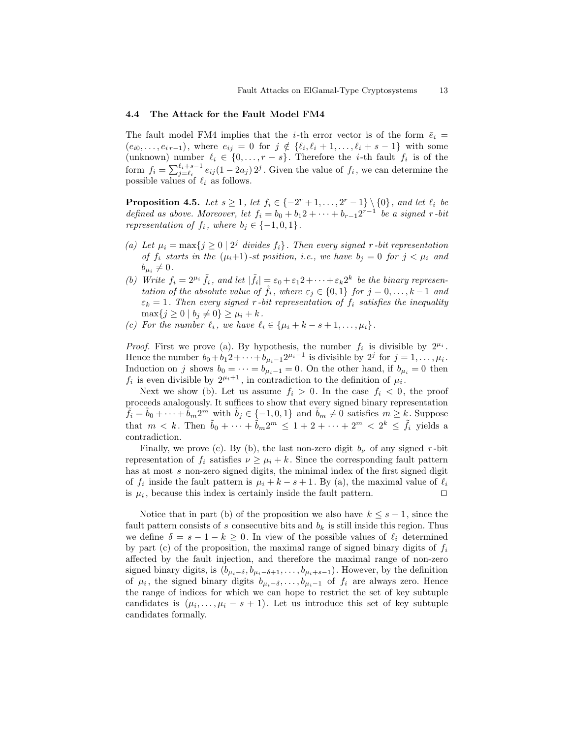### 4.4 The Attack for the Fault Model FM4

The fault model FM4 implies that the $i$-th error vector is of the form $\bar{e}_i = (e_{i0}, \ldots, e_{i\,r-1})$, where $e_{ij} = 0$ for $j \notin \{\ell_i, \ell_i + 1, \ldots, \ell_i + s - 1\}$ with some (unknown) number $\ell_i \in \{0, \ldots, r - s\}$. Therefore the $i$-th fault $f_i$ is of the form $f_i = \sum_{j=\ell_i}^{\ell_i+s-1} e_{ij}(1 - 2a_j)\,2^j$. Given the value of $f_i$, we can determine the possible values of $\ell_i$ as follows.

**Proposition 4.5.** *Let $s \geq 1$, let $f_i \in \{-2^r + 1, \ldots, 2^r - 1\} \setminus \{0\}$, and let $\ell_i$ be defined as above. Moreover, let $f_i = b_0 + b_1 2 + \cdots + b_{r-1}2^{r-1}$ be a signed $r$-bit representation of $f_i$, where $b_j \in \{-1, 0, 1\}$.*

*(a) Let $\mu_i = \max\{j \geq 0 \mid 2^j \text{ divides } f_i\}$. Then every signed $r$-bit representation of $f_i$ starts in the $(\mu_i{+}1)$-st position, i.e., we have $b_j = 0$ for $j < \mu_i$ and $b_{\mu_i} \neq 0$.*

*(b) Write $f_i = 2^{\mu_i}\,\tilde{f}_i$, and let $|\tilde{f}_i| = \varepsilon_0 + \varepsilon_1 2 + \cdots + \varepsilon_k 2^k$ be the binary representation of the absolute value of $\tilde{f}_i$, where $\varepsilon_j \in \{0, 1\}$ for $j = 0, \ldots, k-1$ and $\varepsilon_k = 1$. Then every signed $r$-bit representation of $f_i$ satisfies the inequality $\max\{j \geq 0 \mid b_j \neq 0\} \geq \mu_i + k$.*

*(c) For the number $\ell_i$, we have $\ell_i \in \{\mu_i + k - s + 1, \ldots, \mu_i\}$.*

*Proof.* First we prove (a). By hypothesis, the number $f_i$ is divisible by $2^{\mu_i}$. Hence the number $b_0 + b_1 2 + \cdots + b_{\mu_i - 1}2^{\mu_i - 1}$ is divisible by $2^j$ for $j = 1, \ldots, \mu_i$. Induction on $j$ shows $b_0 = \cdots = b_{\mu_i - 1} = 0$. On the other hand, if $b_{\mu_i} = 0$ then $f_i$ is even divisible by $2^{\mu_i + 1}$, in contradiction to the definition of $\mu_i$.

Next we show (b). Let us assume $f_i > 0$. In the case $f_i < 0$, the proof proceeds analogously. It suffices to show that every signed binary representation $\tilde{f}_i = \tilde{b}_0 + \cdots + \tilde{b}_m 2^m$ with $\tilde{b}_j \in \{-1, 0, 1\}$ and $\tilde{b}_m \neq 0$ satisfies $m \geq k$. Suppose that $m < k$. Then $\tilde{b}_0 + \cdots + \tilde{b}_m 2^m \leq 1 + 2 + \cdots + 2^m < 2^k \leq \tilde{f}_i$ yields a contradiction.

Finally, we prove (c). By (b), the last non-zero digit $b_\nu$ of any signed $r$-bit representation of $f_i$ satisfies $\nu \geq \mu_i + k$. Since the corresponding fault pattern has at most $s$ non-zero signed digits, the minimal index of the first signed digit of $f_i$ inside the fault pattern is $\mu_i + k - s + 1$. By (a), the maximal value of $\ell_i$ is $\mu_i$, because this index is certainly inside the fault pattern. $\square$

Notice that in part (b) of the proposition we also have $k \leq s - 1$, since the fault pattern consists of $s$ consecutive bits and $b_k$ is still inside this region. Thus we define $\delta = s - 1 - k \geq 0$. In view of the possible values of $\ell_i$ determined by part (c) of the proposition, the maximal range of signed binary digits of $f_i$ affected by the fault injection, and therefore the maximal range of non-zero signed binary digits, is $(b_{\mu_i - \delta}, b_{\mu_i - \delta + 1}, \ldots, b_{\mu_i + s - 1})$. However, by the definition of $\mu_i$, the signed binary digits $b_{\mu_i - \delta}, \ldots, b_{\mu_i - 1}$ of $f_i$ are always zero. Hence the range of indices for which we can hope to restrict the set of key subtuple candidates is $(\mu_i, \ldots, \mu_i - s + 1)$. Let us introduce this set of key subtuple candidates formally.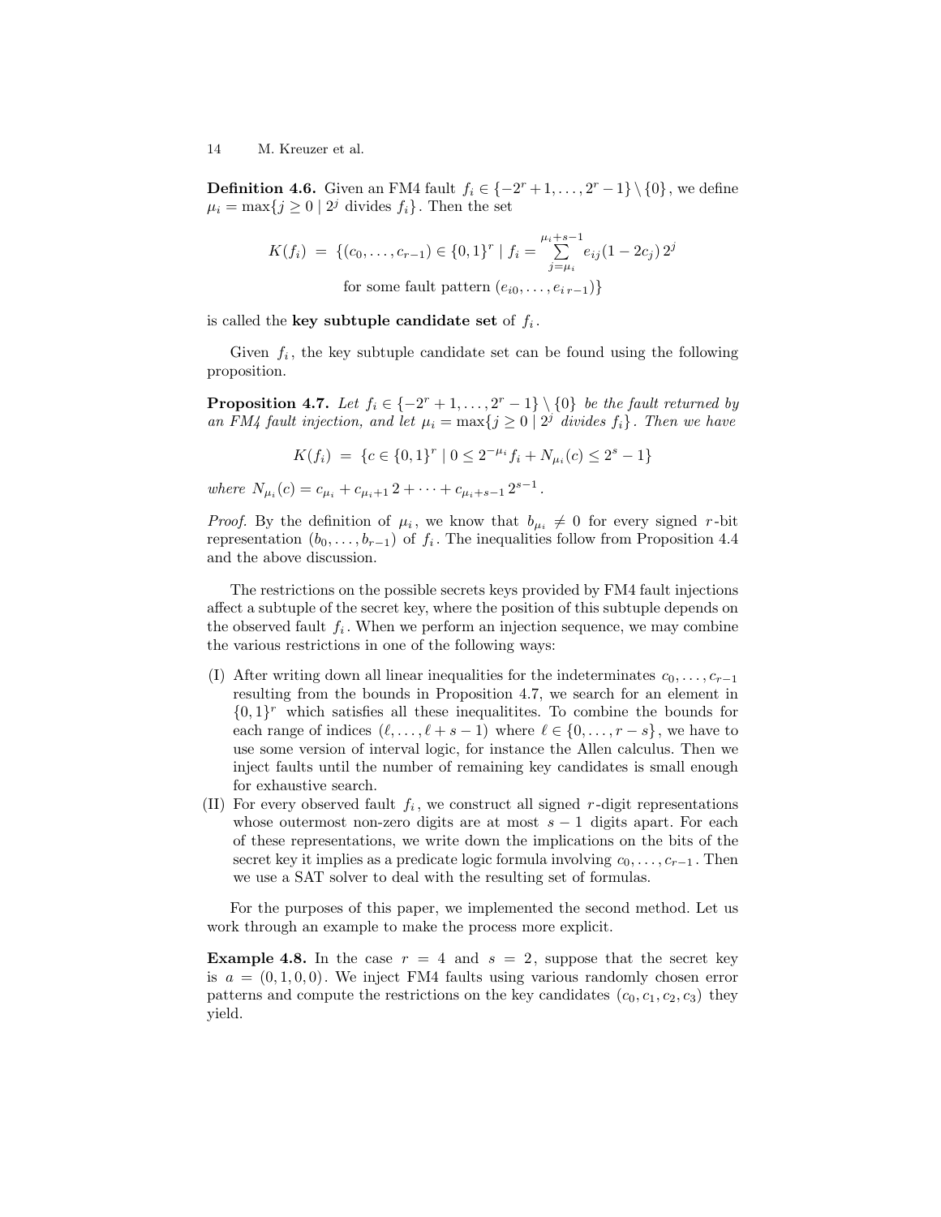**Definition 4.6.** Given an FM4 fault $f_i \in \{-2^r+1, \ldots, 2^r-1\} \setminus \{0\}$, we define $\mu_i = \max\{j \geq 0 \mid 2^j \text{ divides } f_i\}$. Then the set

$$K(f_i) \;=\; \{(c_0, \ldots, c_{r-1}) \in \{0,1\}^r \mid f_i = \sum_{j=\mu_i}^{\mu_i+s-1} e_{ij}(1-2c_j)\, 2^j$$
$$\text{for some fault pattern } (e_{i0}, \ldots, e_{i\,r-1})\}$$

is called the **key subtuple candidate set** of $f_i$.

Given $f_i$, the key subtuple candidate set can be found using the following proposition.

**Proposition 4.7.** *Let $f_i \in \{-2^r+1, \ldots, 2^r-1\} \setminus \{0\}$ be the fault returned by an FM4 fault injection, and let $\mu_i = \max\{j \geq 0 \mid 2^j \text{ divides } f_i\}$. Then we have*

$$K(f_i) \;=\; \{c \in \{0,1\}^r \mid 0 \leq 2^{-\mu_i} f_i + N_{\mu_i}(c) \leq 2^s - 1\}$$

*where $N_{\mu_i}(c) = c_{\mu_i} + c_{\mu_i+1}\, 2 + \cdots + c_{\mu_i+s-1}\, 2^{s-1}$.*

*Proof.* By the definition of $\mu_i$, we know that $b_{\mu_i} \neq 0$ for every signed $r$-bit representation $(b_0, \ldots, b_{r-1})$ of $f_i$. The inequalities follow from Proposition 4.4 and the above discussion.

The restrictions on the possible secrets keys provided by FM4 fault injections affect a subtuple of the secret key, where the position of this subtuple depends on the observed fault $f_i$. When we perform an injection sequence, we may combine the various restrictions in one of the following ways:

(I) After writing down all linear inequalities for the indeterminates $c_0, \ldots, c_{r-1}$ resulting from the bounds in Proposition 4.7, we search for an element in $\{0,1\}^r$ which satisfies all these inequalitites. To combine the bounds for each range of indices $(\ell, \ldots, \ell+s-1)$ where $\ell \in \{0, \ldots, r-s\}$, we have to use some version of interval logic, for instance the Allen calculus. Then we inject faults until the number of remaining key candidates is small enough for exhaustive search.

(II) For every observed fault $f_i$, we construct all signed $r$-digit representations whose outermost non-zero digits are at most $s-1$ digits apart. For each of these representations, we write down the implications on the bits of the secret key it implies as a predicate logic formula involving $c_0, \ldots, c_{r-1}$. Then we use a SAT solver to deal with the resulting set of formulas.

For the purposes of this paper, we implemented the second method. Let us work through an example to make the process more explicit.

**Example 4.8.** In the case $r = 4$ and $s = 2$, suppose that the secret key is $a = (0, 1, 0, 0)$. We inject FM4 faults using various randomly chosen error patterns and compute the restrictions on the key candidates $(c_0, c_1, c_2, c_3)$ they yield.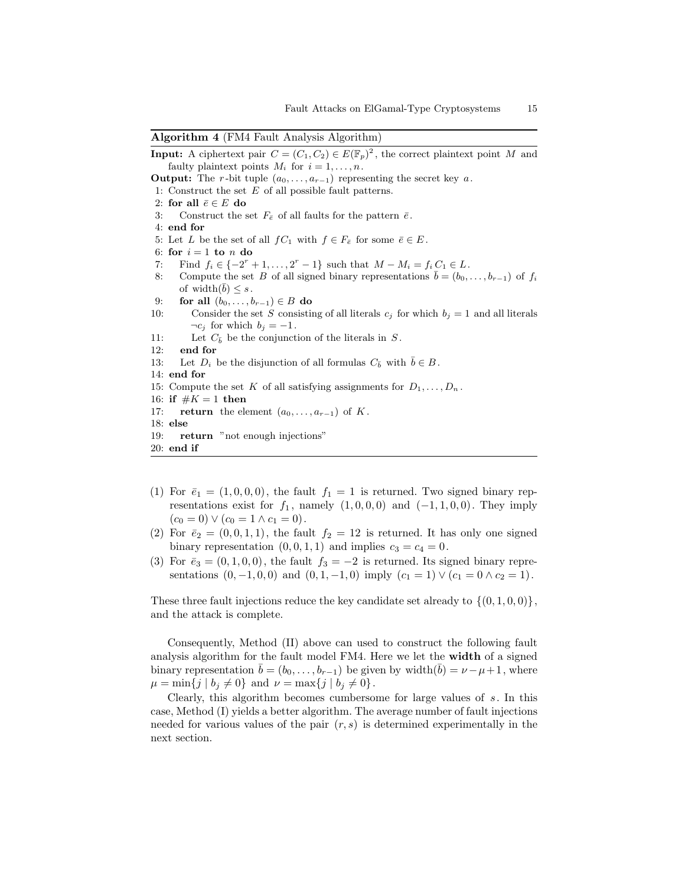**Algorithm 4** (FM4 Fault Analysis Algorithm)

**Input:** A ciphertext pair $C = (C_1, C_2) \in E(\mathbb{F}_p)^2$, the correct plaintext point $M$ and faulty plaintext points $M_i$ for $i = 1, \ldots, n$.
**Output:** The $r$-bit tuple $(a_0, \ldots, a_{r-1})$ representing the secret key $a$.

1: Construct the set $E$ of all possible fault patterns.
2: **for all** $\bar{e} \in E$ **do**
3: Construct the set $F_{\bar{e}}$ of all faults for the pattern $\bar{e}$.
4: **end for**
5: Let $L$ be the set of all $fC_1$ with $f \in F_{\bar{e}}$ for some $\bar{e} \in E$.
6: **for** $i = 1$ **to** $n$ **do**
7: Find $f_i \in \{-2^r + 1, \ldots, 2^r - 1\}$ such that $M - M_i = f_i C_1 \in L$.
8: Compute the set $B$ of all signed binary representations $\bar{b} = (b_0, \ldots, b_{r-1})$ of $f_i$ of width$(\bar{b}) \leq s$.
9: **for all** $(b_0, \ldots, b_{r-1}) \in B$ **do**
10: Consider the set $S$ consisting of all literals $c_j$ for which $b_j = 1$ and all literals $\neg c_j$ for which $b_j = -1$.
11: Let $C_{\bar{b}}$ be the conjunction of the literals in $S$.
12: **end for**
13: Let $D_i$ be the disjunction of all formulas $C_{\bar{b}}$ with $\bar{b} \in B$.
14: **end for**
15: Compute the set $K$ of all satisfying assignments for $D_1, \ldots, D_n$.
16: **if** $\#K = 1$ **then**
17: **return** the element $(a_0, \ldots, a_{r-1})$ of $K$.
18: **else**
19: **return** "not enough injections"
20: **end if**

(1) For $\bar{e}_1 = (1, 0, 0, 0)$, the fault $f_1 = 1$ is returned. Two signed binary representations exist for $f_1$, namely $(1, 0, 0, 0)$ and $(-1, 1, 0, 0)$. They imply $(c_0 = 0) \vee (c_0 = 1 \wedge c_1 = 0)$.
(2) For $\bar{e}_2 = (0, 0, 1, 1)$, the fault $f_2 = 12$ is returned. It has only one signed binary representation $(0, 0, 1, 1)$ and implies $c_3 = c_4 = 0$.
(3) For $\bar{e}_3 = (0, 1, 0, 0)$, the fault $f_3 = -2$ is returned. Its signed binary representations $(0, -1, 0, 0)$ and $(0, 1, -1, 0)$ imply $(c_1 = 1) \vee (c_1 = 0 \wedge c_2 = 1)$.

These three fault injections reduce the key candidate set already to $\{(0, 1, 0, 0)\}$, and the attack is complete.

Consequently, Method (II) above can used to construct the following fault analysis algorithm for the fault model FM4. Here we let the **width** of a signed binary representation $\bar{b} = (b_0, \ldots, b_{r-1})$ be given by width$(\bar{b}) = \nu - \mu + 1$, where $\mu = \min\{j \mid b_j \neq 0\}$ and $\nu = \max\{j \mid b_j \neq 0\}$.

Clearly, this algorithm becomes cumbersome for large values of $s$. In this case, Method (I) yields a better algorithm. The average number of fault injections needed for various values of the pair $(r, s)$ is determined experimentally in the next section.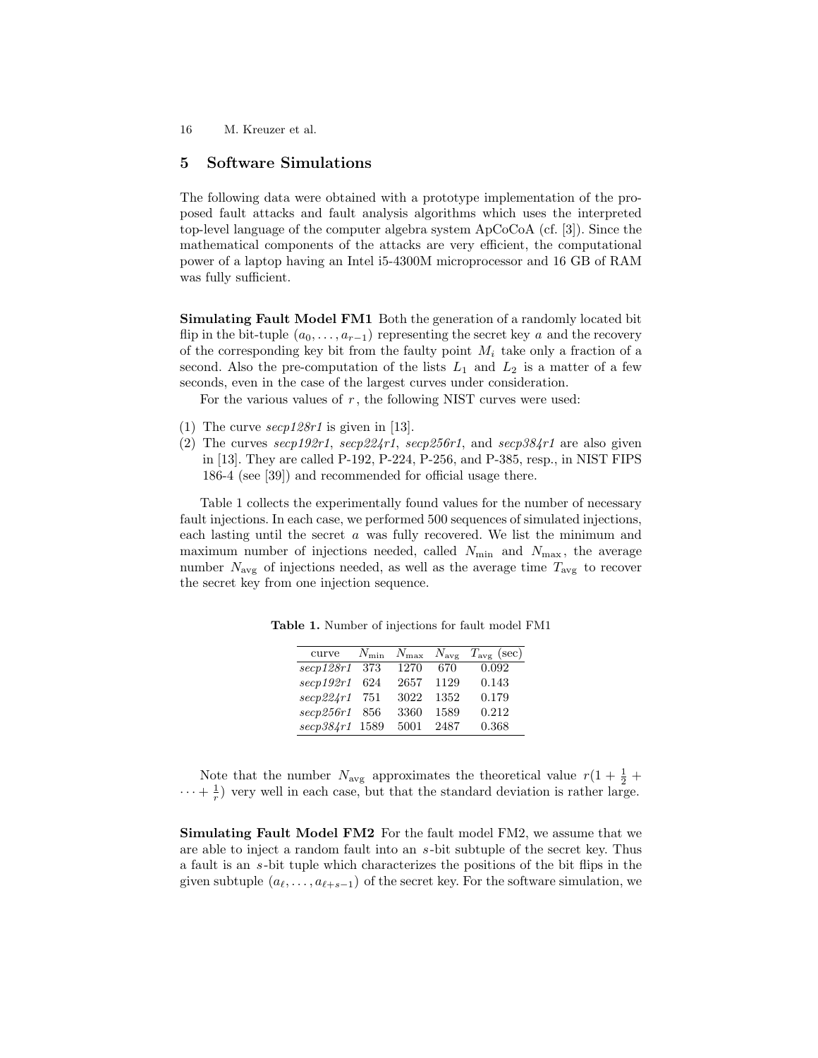## 5 Software Simulations

The following data were obtained with a prototype implementation of the proposed fault attacks and fault analysis algorithms which uses the interpreted top-level language of the computer algebra system ApCoCoA (cf. [3]). Since the mathematical components of the attacks are very efficient, the computational power of a laptop having an Intel i5-4300M microprocessor and 16 GB of RAM was fully sufficient.

**Simulating Fault Model FM1** Both the generation of a randomly located bit flip in the bit-tuple $(a_0, \ldots, a_{r-1})$ representing the secret key $a$ and the recovery of the corresponding key bit from the faulty point $M_i$ take only a fraction of a second. Also the pre-computation of the lists $L_1$ and $L_2$ is a matter of a few seconds, even in the case of the largest curves under consideration.

For the various values of $r$, the following NIST curves were used:

(1) The curve *secp128r1* is given in [13].
(2) The curves *secp192r1*, *secp224r1*, *secp256r1*, and *secp384r1* are also given in [13]. They are called P-192, P-224, P-256, and P-385, resp., in NIST FIPS 186-4 (see [39]) and recommended for official usage there.

Table 1 collects the experimentally found values for the number of necessary fault injections. In each case, we performed 500 sequences of simulated injections, each lasting until the secret $a$ was fully recovered. We list the minimum and maximum number of injections needed, called $N_{\min}$ and $N_{\max}$, the average number $N_{\text{avg}}$ of injections needed, as well as the average time $T_{\text{avg}}$ to recover the secret key from one injection sequence.

**Table 1.** Number of injections for fault model FM1

| curve | $N_{\min}$ | $N_{\max}$ | $N_{\text{avg}}$ | $T_{\text{avg}}$ (sec) |
|---|---|---|---|---|
| *secp128r1* | 373 | 1270 | 670 | 0.092 |
| *secp192r1* | 624 | 2657 | 1129 | 0.143 |
| *secp224r1* | 751 | 3022 | 1352 | 0.179 |
| *secp256r1* | 856 | 3360 | 1589 | 0.212 |
| *secp384r1* | 1589 | 5001 | 2487 | 0.368 |

Note that the number $N_{\text{avg}}$ approximates the theoretical value $r(1 + \frac{1}{2} + \cdots + \frac{1}{r})$ very well in each case, but that the standard deviation is rather large.

**Simulating Fault Model FM2** For the fault model FM2, we assume that we are able to inject a random fault into an $s$-bit subtuple of the secret key. Thus a fault is an $s$-bit tuple which characterizes the positions of the bit flips in the given subtuple $(a_\ell, \ldots, a_{\ell+s-1})$ of the secret key. For the software simulation, we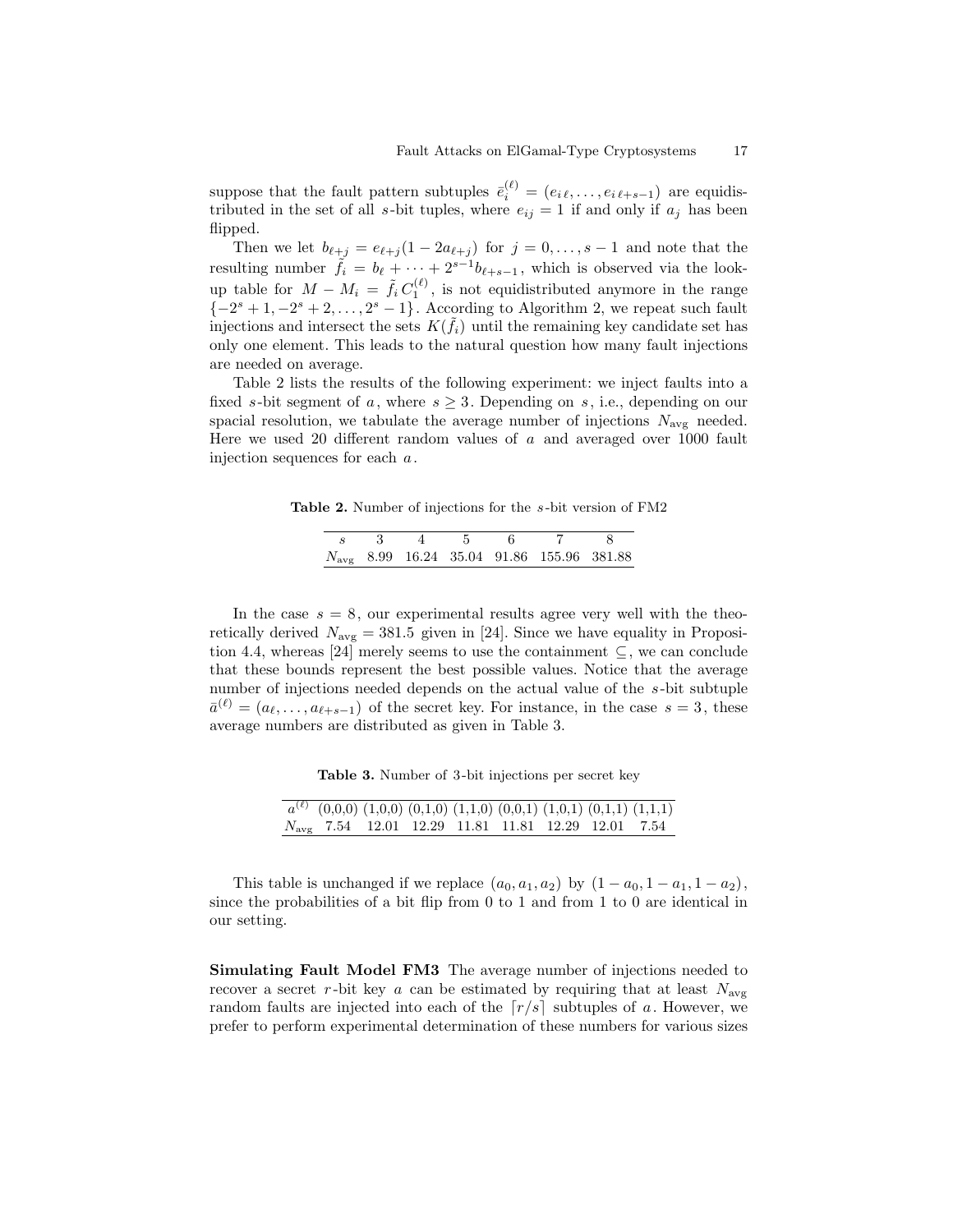suppose that the fault pattern subtuples $\bar{e}_i^{(\ell)} = (e_{i\,\ell}, \ldots, e_{i\,\ell+s-1})$ are equidistributed in the set of all $s$-bit tuples, where $e_{ij} = 1$ if and only if $a_j$ has been flipped.

Then we let $b_{\ell+j} = e_{\ell+j}(1 - 2a_{\ell+j})$ for $j = 0, \ldots, s-1$ and note that the resulting number $\tilde{f}_i = b_\ell + \cdots + 2^{s-1} b_{\ell+s-1}$, which is observed via the look-up table for $M - M_i = \tilde{f}_i\, C_1^{(\ell)}$, is not equidistributed anymore in the range $\{-2^s + 1, -2^s + 2, \ldots, 2^s - 1\}$. According to Algorithm 2, we repeat such fault injections and intersect the sets $K(\tilde{f}_i)$ until the remaining key candidate set has only one element. This leads to the natural question how many fault injections are needed on average.

Table 2 lists the results of the following experiment: we inject faults into a fixed $s$-bit segment of $a$, where $s \geq 3$. Depending on $s$, i.e., depending on our spacial resolution, we tabulate the average number of injections $N_{\text{avg}}$ needed. Here we used 20 different random values of $a$ and averaged over 1000 fault injection sequences for each $a$.

**Table 2.** Number of injections for the $s$-bit version of FM2

| $s$ | 3 | 4 | 5 | 6 | 7 | 8 |
|---|---|---|---|---|---|---|
| $N_{\text{avg}}$ | 8.99 | 16.24 | 35.04 | 91.86 | 155.96 | 381.88 |

In the case $s = 8$, our experimental results agree very well with the theoretically derived $N_{\text{avg}} = 381.5$ given in [24]. Since we have equality in Proposition 4.4, whereas [24] merely seems to use the containment $\subseteq$, we can conclude that these bounds represent the best possible values. Notice that the average number of injections needed depends on the actual value of the $s$-bit subtuple $\bar{a}^{(\ell)} = (a_\ell, \ldots, a_{\ell+s-1})$ of the secret key. For instance, in the case $s = 3$, these average numbers are distributed as given in Table 3.

**Table 3.** Number of 3-bit injections per secret key

| $a^{(\ell)}$ | (0,0,0) | (1,0,0) | (0,1,0) | (1,1,0) | (0,0,1) | (1,0,1) | (0,1,1) | (1,1,1) |
|---|---|---|---|---|---|---|---|---|
| $N_{\text{avg}}$ | 7.54 | 12.01 | 12.29 | 11.81 | 11.81 | 12.29 | 12.01 | 7.54 |

This table is unchanged if we replace $(a_0, a_1, a_2)$ by $(1 - a_0, 1 - a_1, 1 - a_2)$, since the probabilities of a bit flip from 0 to 1 and from 1 to 0 are identical in our setting.

**Simulating Fault Model FM3** The average number of injections needed to recover a secret $r$-bit key $a$ can be estimated by requiring that at least $N_{\text{avg}}$ random faults are injected into each of the $\lceil r/s \rceil$ subtuples of $a$. However, we prefer to perform experimental determination of these numbers for various sizes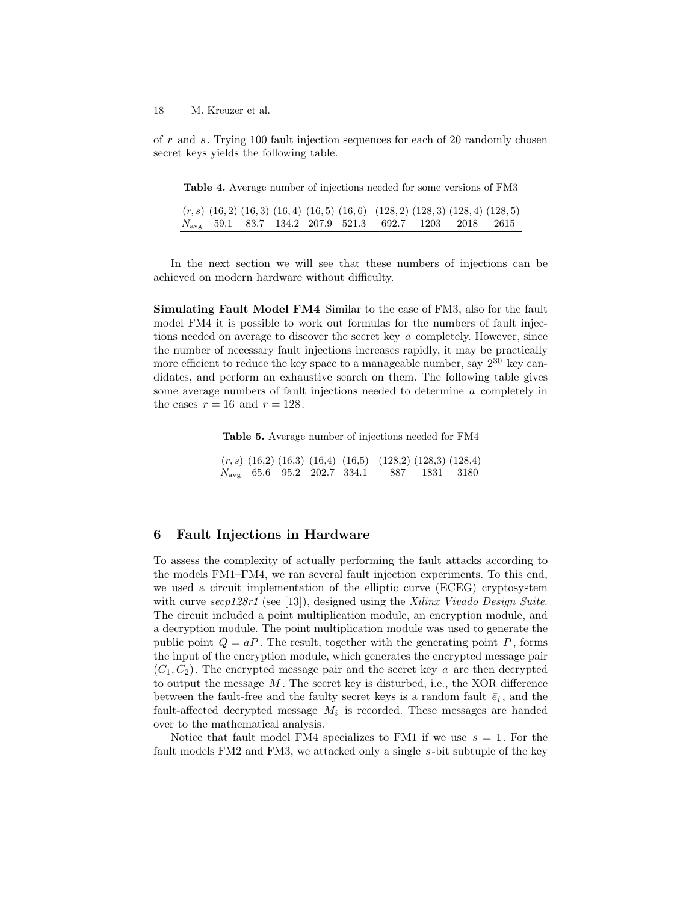of $r$ and $s$. Trying 100 fault injection sequences for each of 20 randomly chosen secret keys yields the following table.

**Table 4.** Average number of injections needed for some versions of FM3

| $(r,s)$ | $(16,2)$ | $(16,3)$ | $(16,4)$ | $(16,5)$ | $(16,6)$ | $(128,2)$ | $(128,3)$ | $(128,4)$ | $(128,5)$ |
|---|---|---|---|---|---|---|---|---|---|
| $N_{\text{avg}}$ | 59.1 | 83.7 | 134.2 | 207.9 | 521.3 | 692.7 | 1203 | 2018 | 2615 |

In the next section we will see that these numbers of injections can be achieved on modern hardware without difficulty.

**Simulating Fault Model FM4** Similar to the case of FM3, also for the fault model FM4 it is possible to work out formulas for the numbers of fault injections needed on average to discover the secret key $a$ completely. However, since the number of necessary fault injections increases rapidly, it may be practically more efficient to reduce the key space to a manageable number, say $2^{30}$ key candidates, and perform an exhaustive search on them. The following table gives some average numbers of fault injections needed to determine $a$ completely in the cases $r = 16$ and $r = 128$.

**Table 5.** Average number of injections needed for FM4

| $(r,s)$ | (16,2) | (16,3) | (16,4) | (16,5) | (128,2) | (128,3) | (128,4) |
|---|---|---|---|---|---|---|---|
| $N_{\text{avg}}$ | 65.6 | 95.2 | 202.7 | 334.1 | 887 | 1831 | 3180 |

## 6 Fault Injections in Hardware

To assess the complexity of actually performing the fault attacks according to the models FM1–FM4, we ran several fault injection experiments. To this end, we used a circuit implementation of the elliptic curve (ECEG) cryptosystem with curve *secp128r1* (see [13]), designed using the *Xilinx Vivado Design Suite*. The circuit included a point multiplication module, an encryption module, and a decryption module. The point multiplication module was used to generate the public point $Q = aP$. The result, together with the generating point $P$, forms the input of the encryption module, which generates the encrypted message pair $(C_1, C_2)$. The encrypted message pair and the secret key $a$ are then decrypted to output the message $M$. The secret key is disturbed, i.e., the XOR difference between the fault-free and the faulty secret keys is a random fault $\bar{e}_i$, and the fault-affected decrypted message $M_i$ is recorded. These messages are handed over to the mathematical analysis.

Notice that fault model FM4 specializes to FM1 if we use $s = 1$. For the fault models FM2 and FM3, we attacked only a single $s$-bit subtuple of the key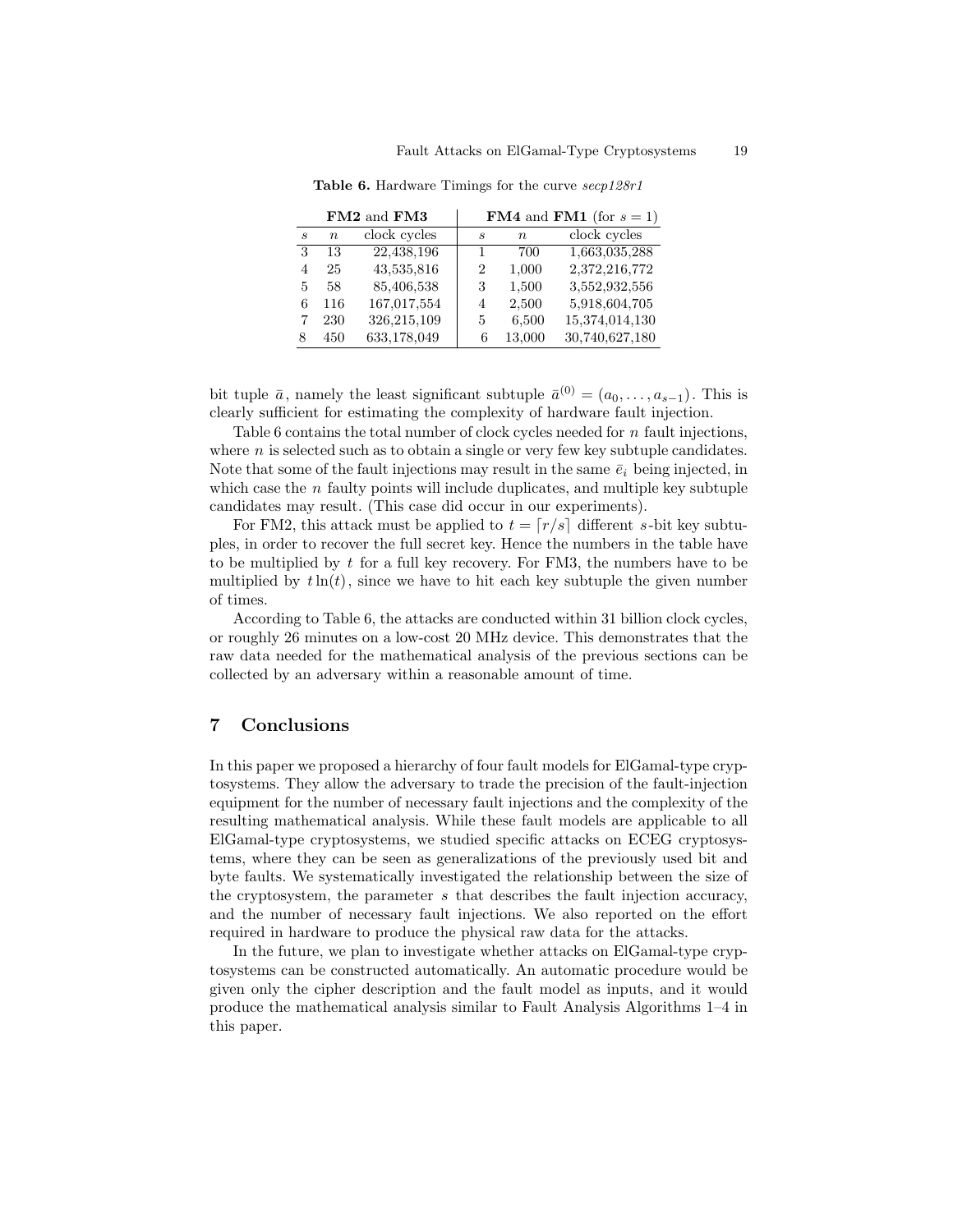**Table 6.** Hardware Timings for the curve *secp128r1*

| **FM2** and **FM3** | | | **FM4** and **FM1** (for $s = 1$) | | |
|---|---|---|---|---|---|
| $s$ | $n$ | clock cycles | $s$ | $n$ | clock cycles |
| 3 | 13 | 22,438,196 | 1 | 700 | 1,663,035,288 |
| 4 | 25 | 43,535,816 | 2 | 1,000 | 2,372,216,772 |
| 5 | 58 | 85,406,538 | 3 | 1,500 | 3,552,932,556 |
| 6 | 116 | 167,017,554 | 4 | 2,500 | 5,918,604,705 |
| 7 | 230 | 326,215,109 | 5 | 6,500 | 15,374,014,130 |
| 8 | 450 | 633,178,049 | 6 | 13,000 | 30,740,627,180 |

bit tuple $\bar{a}$, namely the least significant subtuple $\bar{a}^{(0)} = (a_0, \ldots, a_{s-1})$. This is clearly sufficient for estimating the complexity of hardware fault injection.

Table 6 contains the total number of clock cycles needed for $n$ fault injections, where $n$ is selected such as to obtain a single or very few key subtuple candidates. Note that some of the fault injections may result in the same $\bar{e}_i$ being injected, in which case the $n$ faulty points will include duplicates, and multiple key subtuple candidates may result. (This case did occur in our experiments).

For FM2, this attack must be applied to $t = \lceil r/s \rceil$ different $s$-bit key subtuples, in order to recover the full secret key. Hence the numbers in the table have to be multiplied by $t$ for a full key recovery. For FM3, the numbers have to be multiplied by $t \ln(t)$, since we have to hit each key subtuple the given number of times.

According to Table 6, the attacks are conducted within 31 billion clock cycles, or roughly 26 minutes on a low-cost 20 MHz device. This demonstrates that the raw data needed for the mathematical analysis of the previous sections can be collected by an adversary within a reasonable amount of time.

## 7 Conclusions

In this paper we proposed a hierarchy of four fault models for ElGamal-type cryptosystems. They allow the adversary to trade the precision of the fault-injection equipment for the number of necessary fault injections and the complexity of the resulting mathematical analysis. While these fault models are applicable to all ElGamal-type cryptosystems, we studied specific attacks on ECEG cryptosystems, where they can be seen as generalizations of the previously used bit and byte faults. We systematically investigated the relationship between the size of the cryptosystem, the parameter $s$ that describes the fault injection accuracy, and the number of necessary fault injections. We also reported on the effort required in hardware to produce the physical raw data for the attacks.

In the future, we plan to investigate whether attacks on ElGamal-type cryptosystems can be constructed automatically. An automatic procedure would be given only the cipher description and the fault model as inputs, and it would produce the mathematical analysis similar to Fault Analysis Algorithms 1–4 in this paper.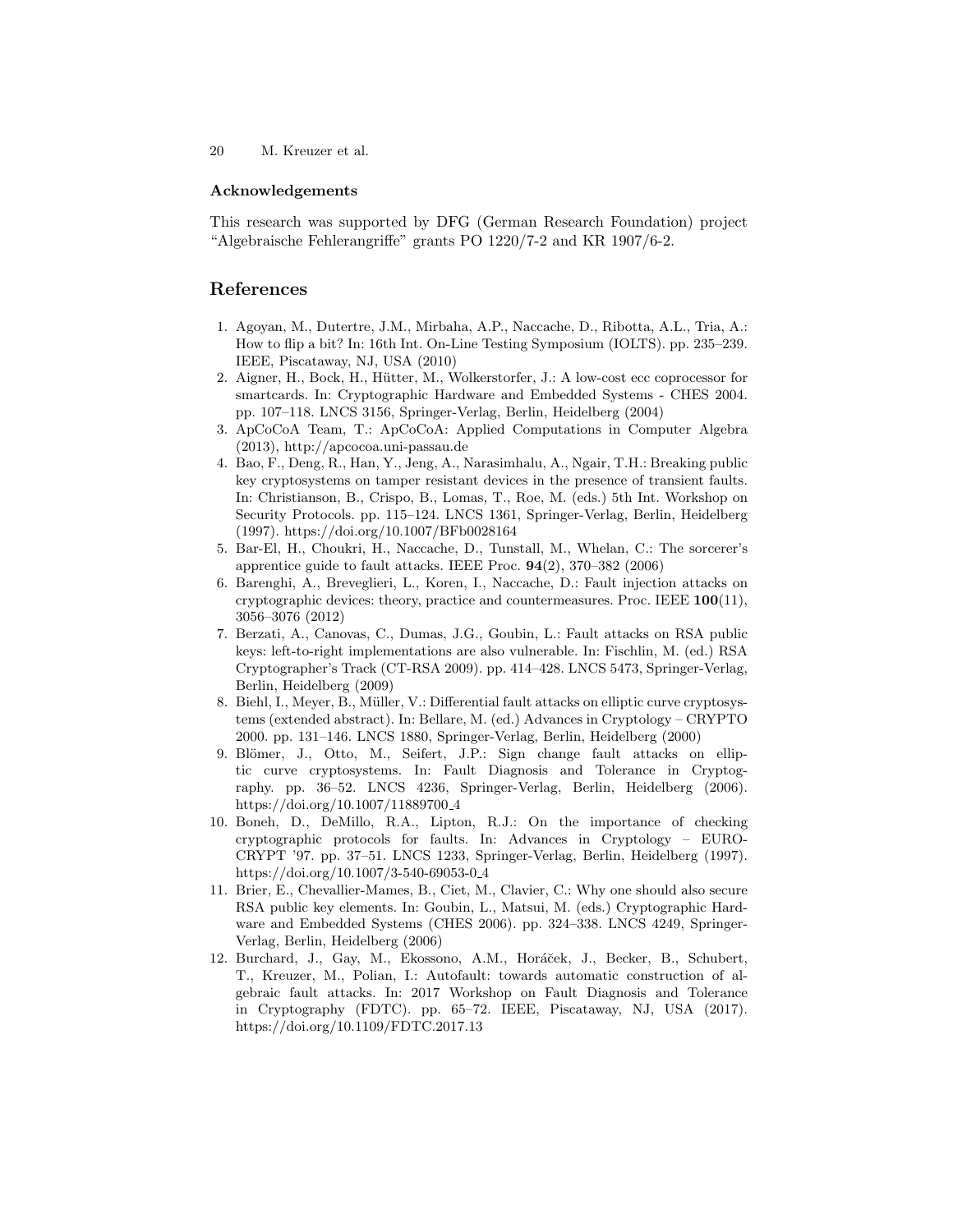#### Acknowledgements

This research was supported by DFG (German Research Foundation) project "Algebraische Fehlerangriffe" grants PO 1220/7-2 and KR 1907/6-2.

## References

1. Agoyan, M., Dutertre, J.M., Mirbaha, A.P., Naccache, D., Ribotta, A.L., Tria, A.: How to flip a bit? In: 16th Int. On-Line Testing Symposium (IOLTS). pp. 235–239. IEEE, Piscataway, NJ, USA (2010)
2. Aigner, H., Bock, H., Hütter, M., Wolkerstorfer, J.: A low-cost ecc coprocessor for smartcards. In: Cryptographic Hardware and Embedded Systems - CHES 2004. pp. 107–118. LNCS 3156, Springer-Verlag, Berlin, Heidelberg (2004)
3. ApCoCoA Team, T.: ApCoCoA: Applied Computations in Computer Algebra (2013), http://apcocoa.uni-passau.de
4. Bao, F., Deng, R., Han, Y., Jeng, A., Narasimhalu, A., Ngair, T.H.: Breaking public key cryptosystems on tamper resistant devices in the presence of transient faults. In: Christianson, B., Crispo, B., Lomas, T., Roe, M. (eds.) 5th Int. Workshop on Security Protocols. pp. 115–124. LNCS 1361, Springer-Verlag, Berlin, Heidelberg (1997). https://doi.org/10.1007/BFb0028164
5. Bar-El, H., Choukri, H., Naccache, D., Tunstall, M., Whelan, C.: The sorcerer's apprentice guide to fault attacks. IEEE Proc. **94**(2), 370–382 (2006)
6. Barenghi, A., Breveglieri, L., Koren, I., Naccache, D.: Fault injection attacks on cryptographic devices: theory, practice and countermeasures. Proc. IEEE **100**(11), 3056–3076 (2012)
7. Berzati, A., Canovas, C., Dumas, J.G., Goubin, L.: Fault attacks on RSA public keys: left-to-right implementations are also vulnerable. In: Fischlin, M. (ed.) RSA Cryptographer's Track (CT-RSA 2009). pp. 414–428. LNCS 5473, Springer-Verlag, Berlin, Heidelberg (2009)
8. Biehl, I., Meyer, B., Müller, V.: Differential fault attacks on elliptic curve cryptosystems (extended abstract). In: Bellare, M. (ed.) Advances in Cryptology – CRYPTO 2000. pp. 131–146. LNCS 1880, Springer-Verlag, Berlin, Heidelberg (2000)
9. Blömer, J., Otto, M., Seifert, J.P.: Sign change fault attacks on elliptic curve cryptosystems. In: Fault Diagnosis and Tolerance in Cryptography. pp. 36–52. LNCS 4236, Springer-Verlag, Berlin, Heidelberg (2006). https://doi.org/10.1007/11889700_4
10. Boneh, D., DeMillo, R.A., Lipton, R.J.: On the importance of checking cryptographic protocols for faults. In: Advances in Cryptology – EUROCRYPT '97. pp. 37–51. LNCS 1233, Springer-Verlag, Berlin, Heidelberg (1997). https://doi.org/10.1007/3-540-69053-0_4
11. Brier, E., Chevallier-Mames, B., Ciet, M., Clavier, C.: Why one should also secure RSA public key elements. In: Goubin, L., Matsui, M. (eds.) Cryptographic Hardware and Embedded Systems (CHES 2006). pp. 324–338. LNCS 4249, Springer-Verlag, Berlin, Heidelberg (2006)
12. Burchard, J., Gay, M., Ekossono, A.M., Horáček, J., Becker, B., Schubert, T., Kreuzer, M., Polian, I.: Autofault: towards automatic construction of algebraic fault attacks. In: 2017 Workshop on Fault Diagnosis and Tolerance in Cryptography (FDTC). pp. 65–72. IEEE, Piscataway, NJ, USA (2017). https://doi.org/10.1109/FDTC.2017.13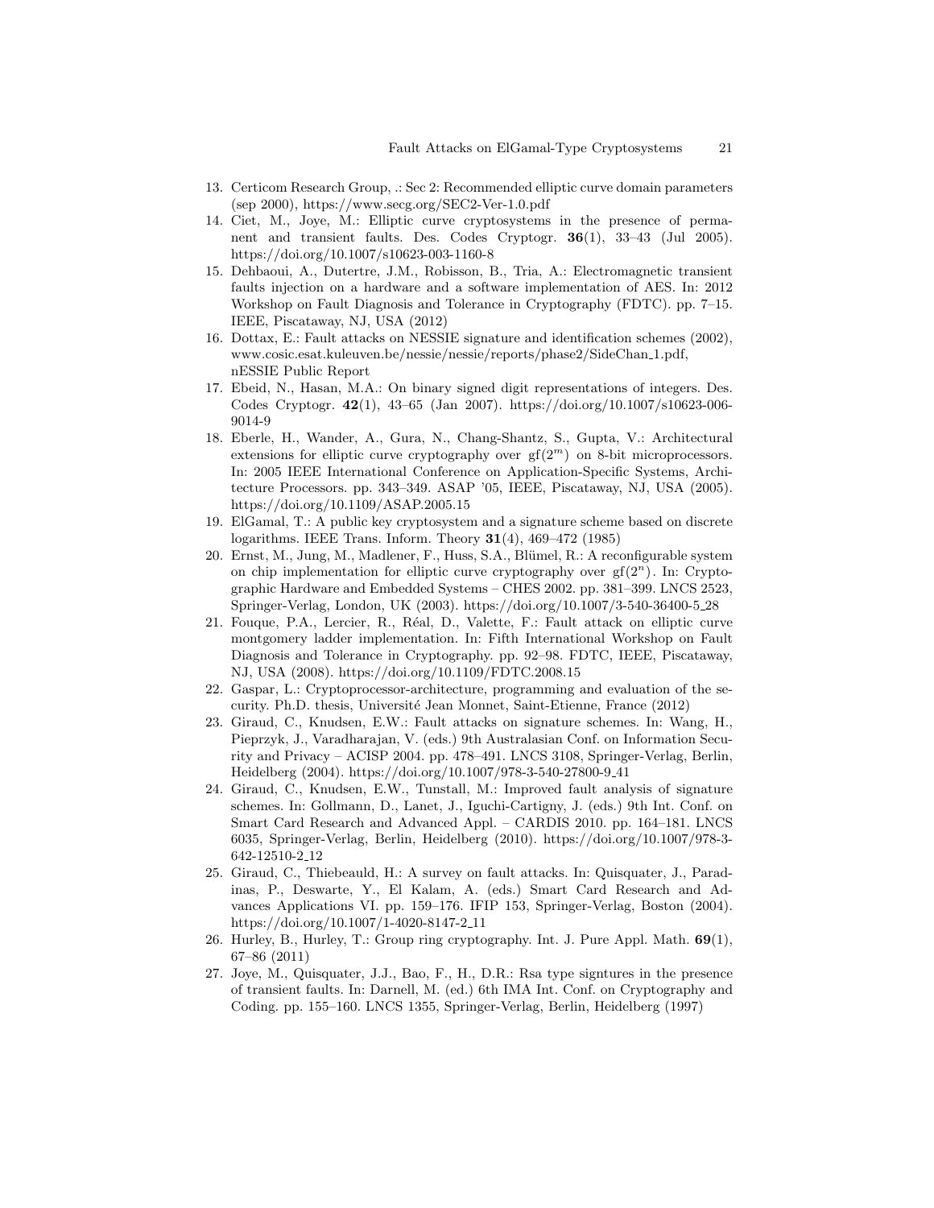13. Certicom Research Group, .: Sec 2: Recommended elliptic curve domain parameters (sep 2000), https://www.secg.org/SEC2-Ver-1.0.pdf
14. Ciet, M., Joye, M.: Elliptic curve cryptosystems in the presence of permanent and transient faults. Des. Codes Cryptogr. **36**(1), 33–43 (Jul 2005). https://doi.org/10.1007/s10623-003-1160-8
15. Dehbaoui, A., Dutertre, J.M., Robisson, B., Tria, A.: Electromagnetic transient faults injection on a hardware and a software implementation of AES. In: 2012 Workshop on Fault Diagnosis and Tolerance in Cryptography (FDTC). pp. 7–15. IEEE, Piscataway, NJ, USA (2012)
16. Dottax, E.: Fault attacks on NESSIE signature and identification schemes (2002), www.cosic.esat.kuleuven.be/nessie/nessie/reports/phase2/SideChan_1.pdf, nESSIE Public Report
17. Ebeid, N., Hasan, M.A.: On binary signed digit representations of integers. Des. Codes Cryptogr. **42**(1), 43–65 (Jan 2007). https://doi.org/10.1007/s10623-006-9014-9
18. Eberle, H., Wander, A., Gura, N., Chang-Shantz, S., Gupta, V.: Architectural extensions for elliptic curve cryptography over $\mathrm{gf}(2^m)$ on 8-bit microprocessors. In: 2005 IEEE International Conference on Application-Specific Systems, Architecture Processors. pp. 343–349. ASAP '05, IEEE, Piscataway, NJ, USA (2005). https://doi.org/10.1109/ASAP.2005.15
19. ElGamal, T.: A public key cryptosystem and a signature scheme based on discrete logarithms. IEEE Trans. Inform. Theory **31**(4), 469–472 (1985)
20. Ernst, M., Jung, M., Madlener, F., Huss, S.A., Blümel, R.: A reconfigurable system on chip implementation for elliptic curve cryptography over $\mathrm{gf}(2^n)$. In: Cryptographic Hardware and Embedded Systems – CHES 2002. pp. 381–399. LNCS 2523, Springer-Verlag, London, UK (2003). https://doi.org/10.1007/3-540-36400-5_28
21. Fouque, P.A., Lercier, R., Réal, D., Valette, F.: Fault attack on elliptic curve montgomery ladder implementation. In: Fifth International Workshop on Fault Diagnosis and Tolerance in Cryptography. pp. 92–98. FDTC, IEEE, Piscataway, NJ, USA (2008). https://doi.org/10.1109/FDTC.2008.15
22. Gaspar, L.: Cryptoprocessor-architecture, programming and evaluation of the security. Ph.D. thesis, Université Jean Monnet, Saint-Etienne, France (2012)
23. Giraud, C., Knudsen, E.W.: Fault attacks on signature schemes. In: Wang, H., Pieprzyk, J., Varadharajan, V. (eds.) 9th Australasian Conf. on Information Security and Privacy – ACISP 2004. pp. 478–491. LNCS 3108, Springer-Verlag, Berlin, Heidelberg (2004). https://doi.org/10.1007/978-3-540-27800-9_41
24. Giraud, C., Knudsen, E.W., Tunstall, M.: Improved fault analysis of signature schemes. In: Gollmann, D., Lanet, J., Iguchi-Cartigny, J. (eds.) 9th Int. Conf. on Smart Card Research and Advanced Appl. – CARDIS 2010. pp. 164–181. LNCS 6035, Springer-Verlag, Berlin, Heidelberg (2010). https://doi.org/10.1007/978-3-642-12510-2_12
25. Giraud, C., Thiebeauld, H.: A survey on fault attacks. In: Quisquater, J., Paradinas, P., Deswarte, Y., El Kalam, A. (eds.) Smart Card Research and Advances Applications VI. pp. 159–176. IFIP 153, Springer-Verlag, Boston (2004). https://doi.org/10.1007/1-4020-8147-2_11
26. Hurley, B., Hurley, T.: Group ring cryptography. Int. J. Pure Appl. Math. **69**(1), 67–86 (2011)
27. Joye, M., Quisquater, J.J., Bao, F., H., D.R.: Rsa type signtures in the presence of transient faults. In: Darnell, M. (ed.) 6th IMA Int. Conf. on Cryptography and Coding. pp. 155–160. LNCS 1355, Springer-Verlag, Berlin, Heidelberg (1997)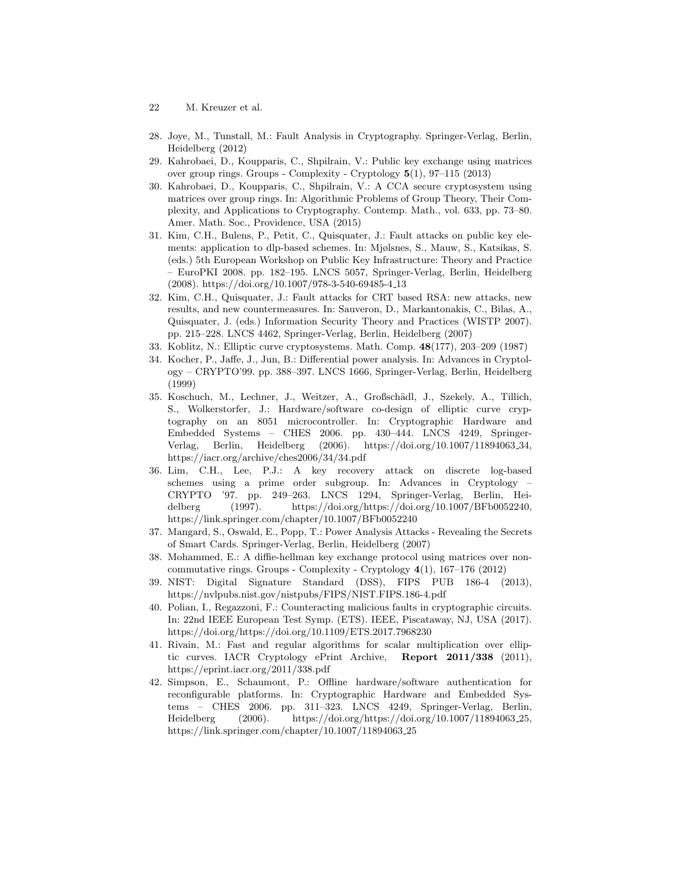28. Joye, M., Tunstall, M.: Fault Analysis in Cryptography. Springer-Verlag, Berlin, Heidelberg (2012)
29. Kahrobaei, D., Koupparis, C., Shpilrain, V.: Public key exchange using matrices over group rings. Groups - Complexity - Cryptology **5**(1), 97–115 (2013)
30. Kahrobaei, D., Koupparis, C., Shpilrain, V.: A CCA secure cryptosystem using matrices over group rings. In: Algorithmic Problems of Group Theory, Their Complexity, and Applications to Cryptography. Contemp. Math., vol. 633, pp. 73–80. Amer. Math. Soc., Providence, USA (2015)
31. Kim, C.H., Bulens, P., Petit, C., Quisquater, J.: Fault attacks on public key elements: application to dlp-based schemes. In: Mjølsnes, S., Mauw, S., Katsikas, S. (eds.) 5th European Workshop on Public Key Infrastructure: Theory and Practice – EuroPKI 2008. pp. 182–195. LNCS 5057, Springer-Verlag, Berlin, Heidelberg (2008). https://doi.org/10.1007/978-3-540-69485-4_13
32. Kim, C.H., Quisquater, J.: Fault attacks for CRT based RSA: new attacks, new results, and new countermeasures. In: Sauveron, D., Markantonakis, C., Bilas, A., Quisquater, J. (eds.) Information Security Theory and Practices (WISTP 2007). pp. 215–228. LNCS 4462, Springer-Verlag, Berlin, Heidelberg (2007)
33. Koblitz, N.: Elliptic curve cryptosystems. Math. Comp. **48**(177), 203–209 (1987)
34. Kocher, P., Jaffe, J., Jun, B.: Differential power analysis. In: Advances in Cryptology – CRYPTO'99. pp. 388–397. LNCS 1666, Springer-Verlag, Berlin, Heidelberg (1999)
35. Koschuch, M., Lechner, J., Weitzer, A., Großschädl, J., Szekely, A., Tillich, S., Wolkerstorfer, J.: Hardware/software co-design of elliptic curve cryptography on an 8051 microcontroller. In: Cryptographic Hardware and Embedded Systems – CHES 2006. pp. 430–444. LNCS 4249, Springer-Verlag, Berlin, Heidelberg (2006). https://doi.org/10.1007/11894063_34, https://iacr.org/archive/ches2006/34/34.pdf
36. Lim, C.H., Lee, P.J.: A key recovery attack on discrete log-based schemes using a prime order subgroup. In: Advances in Cryptology – CRYPTO '97. pp. 249–263. LNCS 1294, Springer-Verlag, Berlin, Heidelberg (1997). https://doi.org/https://doi.org/10.1007/BFb0052240, https://link.springer.com/chapter/10.1007/BFb0052240
37. Mangard, S., Oswald, E., Popp, T.: Power Analysis Attacks - Revealing the Secrets of Smart Cards. Springer-Verlag, Berlin, Heidelberg (2007)
38. Mohammed, E.: A diffie-hellman key exchange protocol using matrices over noncommutative rings. Groups - Complexity - Cryptology **4**(1), 167–176 (2012)
39. NIST: Digital Signature Standard (DSS), FIPS PUB 186-4 (2013), https://nvlpubs.nist.gov/nistpubs/FIPS/NIST.FIPS.186-4.pdf
40. Polian, I., Regazzoni, F.: Counteracting malicious faults in cryptographic circuits. In: 22nd IEEE European Test Symp. (ETS). IEEE, Piscataway, NJ, USA (2017). https://doi.org/https://doi.org/10.1109/ETS.2017.7968230
41. Rivain, M.: Fast and regular algorithms for scalar multiplication over elliptic curves. IACR Cryptology ePrint Archive, **Report 2011/338** (2011), https://eprint.iacr.org/2011/338.pdf
42. Simpson, E., Schaumont, P.: Offline hardware/software authentication for reconfigurable platforms. In: Cryptographic Hardware and Embedded Systems – CHES 2006. pp. 311–323. LNCS 4249, Springer-Verlag, Berlin, Heidelberg (2006). https://doi.org/https://doi.org/10.1007/11894063_25, https://link.springer.com/chapter/10.1007/11894063_25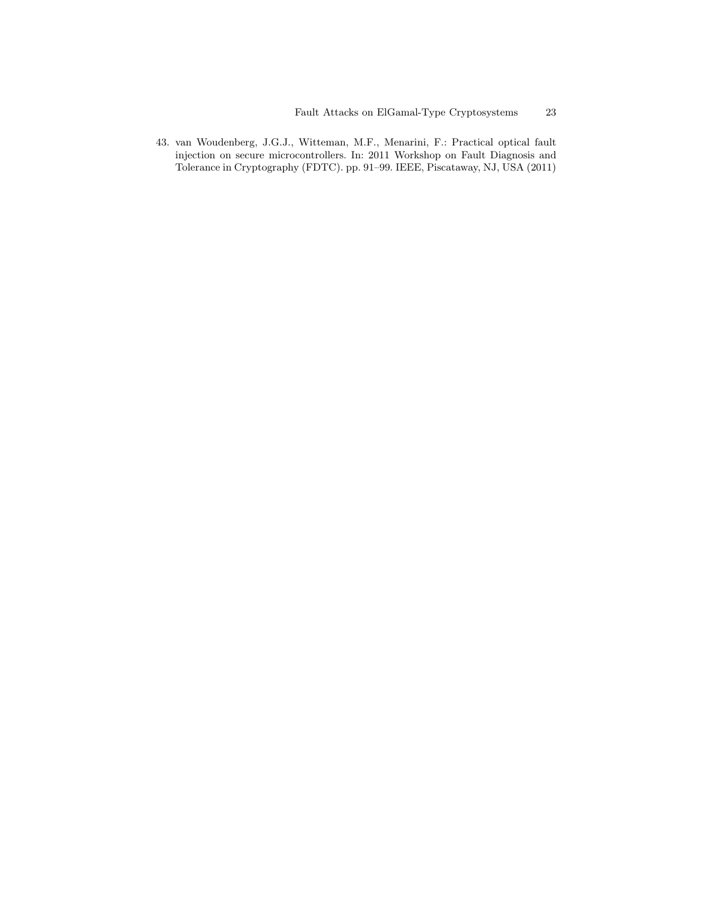43. van Woudenberg, J.G.J., Witteman, M.F., Menarini, F.: Practical optical fault injection on secure microcontrollers. In: 2011 Workshop on Fault Diagnosis and Tolerance in Cryptography (FDTC). pp. 91–99. IEEE, Piscataway, NJ, USA (2011)